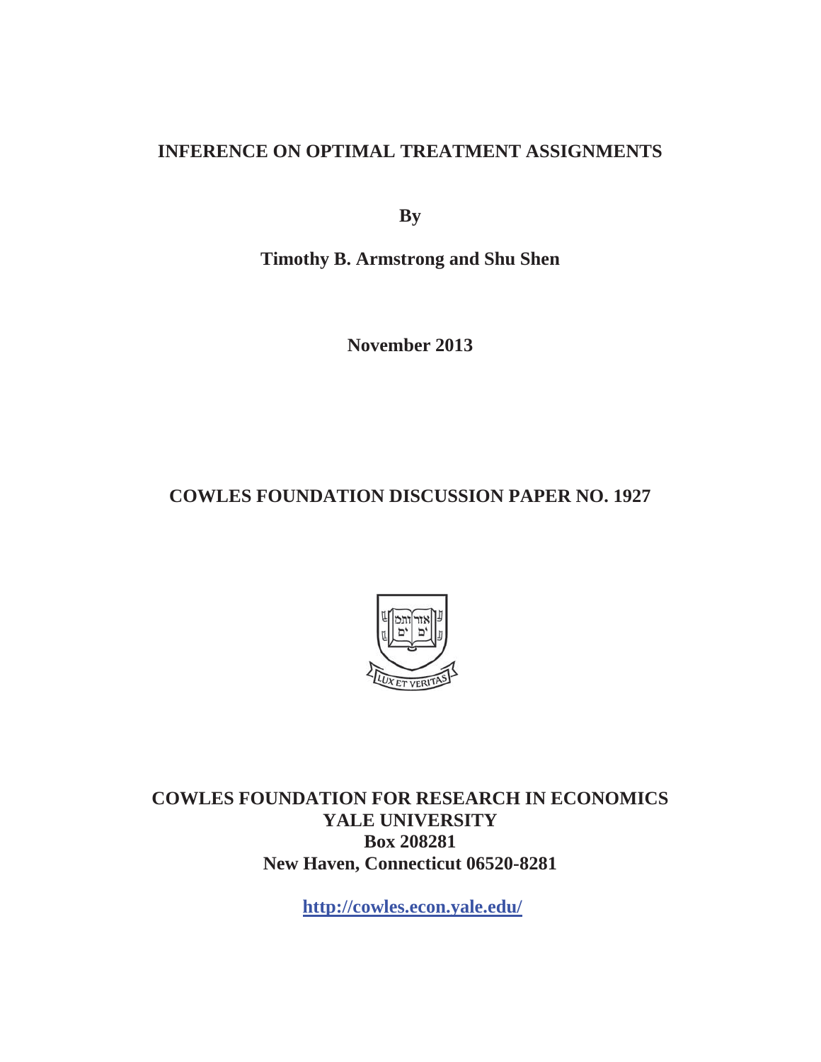# INFERENCE ON OPTIMAL TREATMENT ASSIGNMENTS

**By**

**Timothy B. Armstrong and Shu Shen**

**November 2013**

**COWLES FOUNDATION DISCUSSION PAPER NO. 1927**

**COWLES FOUNDATION FOR RESEARCH IN ECONOMICS**
**YALE UNIVERSITY**
**Box 208281**
**New Haven, Connecticut 06520-8281**

**http://cowles.econ.yale.edu/**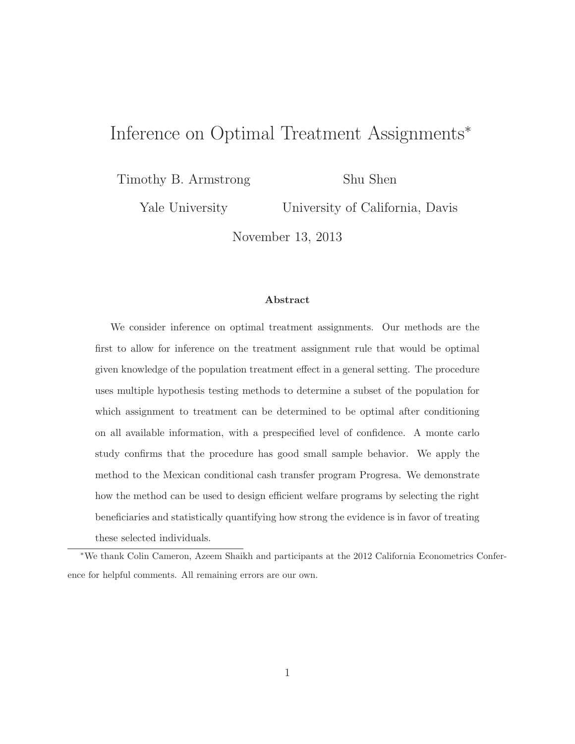# Inference on Optimal Treatment Assignments*

Timothy B. Armstrong

Yale University

Shu Shen

University of California, Davis

November 13, 2013

### Abstract

We consider inference on optimal treatment assignments. Our methods are the first to allow for inference on the treatment assignment rule that would be optimal given knowledge of the population treatment effect in a general setting. The procedure uses multiple hypothesis testing methods to determine a subset of the population for which assignment to treatment can be determined to be optimal after conditioning on all available information, with a prespecified level of confidence. A monte carlo study confirms that the procedure has good small sample behavior. We apply the method to the Mexican conditional cash transfer program Progresa. We demonstrate how the method can be used to design efficient welfare programs by selecting the right beneficiaries and statistically quantifying how strong the evidence is in favor of treating these selected individuals.

*We thank Colin Cameron, Azeem Shaikh and participants at the 2012 California Econometrics Conference for helpful comments. All remaining errors are our own.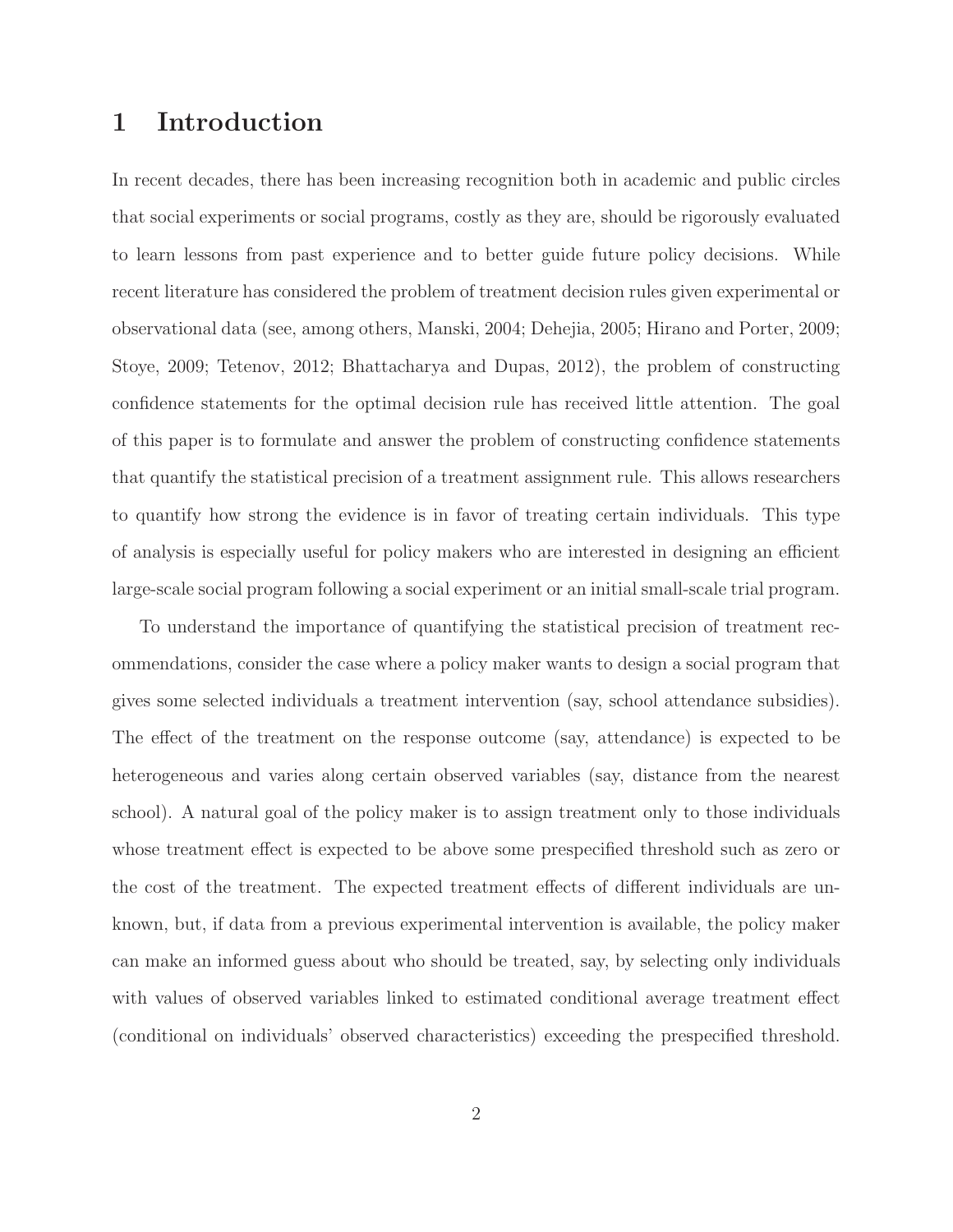# 1 Introduction

In recent decades, there has been increasing recognition both in academic and public circles that social experiments or social programs, costly as they are, should be rigorously evaluated to learn lessons from past experience and to better guide future policy decisions. While recent literature has considered the problem of treatment decision rules given experimental or observational data (see, among others, Manski, 2004; Dehejia, 2005; Hirano and Porter, 2009; Stoye, 2009; Tetenov, 2012; Bhattacharya and Dupas, 2012), the problem of constructing confidence statements for the optimal decision rule has received little attention. The goal of this paper is to formulate and answer the problem of constructing confidence statements that quantify the statistical precision of a treatment assignment rule. This allows researchers to quantify how strong the evidence is in favor of treating certain individuals. This type of analysis is especially useful for policy makers who are interested in designing an efficient large-scale social program following a social experiment or an initial small-scale trial program.

To understand the importance of quantifying the statistical precision of treatment recommendations, consider the case where a policy maker wants to design a social program that gives some selected individuals a treatment intervention (say, school attendance subsidies). The effect of the treatment on the response outcome (say, attendance) is expected to be heterogeneous and varies along certain observed variables (say, distance from the nearest school). A natural goal of the policy maker is to assign treatment only to those individuals whose treatment effect is expected to be above some prespecified threshold such as zero or the cost of the treatment. The expected treatment effects of different individuals are unknown, but, if data from a previous experimental intervention is available, the policy maker can make an informed guess about who should be treated, say, by selecting only individuals with values of observed variables linked to estimated conditional average treatment effect (conditional on individuals' observed characteristics) exceeding the prespecified threshold.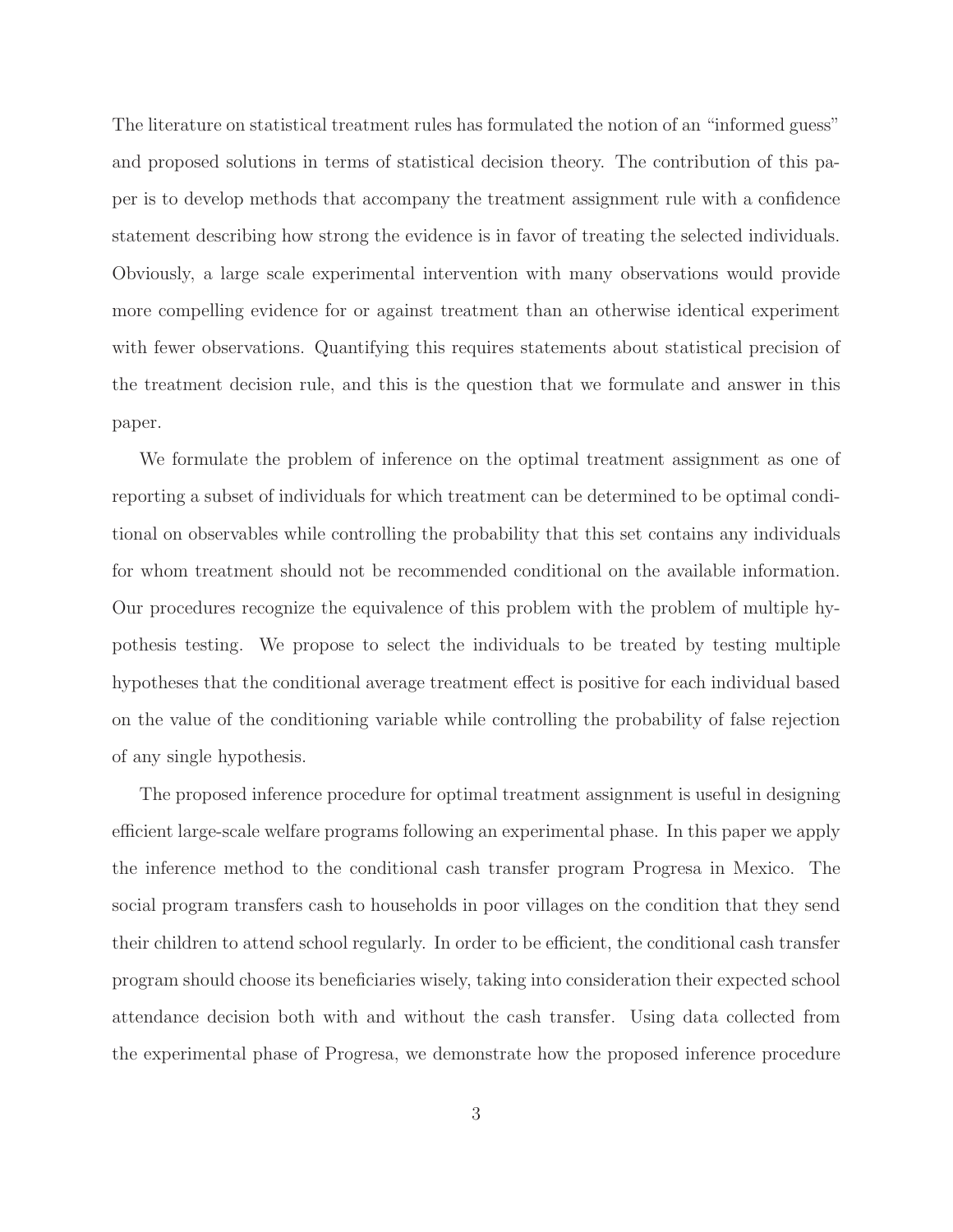The literature on statistical treatment rules has formulated the notion of an "informed guess" and proposed solutions in terms of statistical decision theory. The contribution of this paper is to develop methods that accompany the treatment assignment rule with a confidence statement describing how strong the evidence is in favor of treating the selected individuals. Obviously, a large scale experimental intervention with many observations would provide more compelling evidence for or against treatment than an otherwise identical experiment with fewer observations. Quantifying this requires statements about statistical precision of the treatment decision rule, and this is the question that we formulate and answer in this paper.

We formulate the problem of inference on the optimal treatment assignment as one of reporting a subset of individuals for which treatment can be determined to be optimal conditional on observables while controlling the probability that this set contains any individuals for whom treatment should not be recommended conditional on the available information. Our procedures recognize the equivalence of this problem with the problem of multiple hypothesis testing. We propose to select the individuals to be treated by testing multiple hypotheses that the conditional average treatment effect is positive for each individual based on the value of the conditioning variable while controlling the probability of false rejection of any single hypothesis.

The proposed inference procedure for optimal treatment assignment is useful in designing efficient large-scale welfare programs following an experimental phase. In this paper we apply the inference method to the conditional cash transfer program Progresa in Mexico. The social program transfers cash to households in poor villages on the condition that they send their children to attend school regularly. In order to be efficient, the conditional cash transfer program should choose its beneficiaries wisely, taking into consideration their expected school attendance decision both with and without the cash transfer. Using data collected from the experimental phase of Progresa, we demonstrate how the proposed inference procedure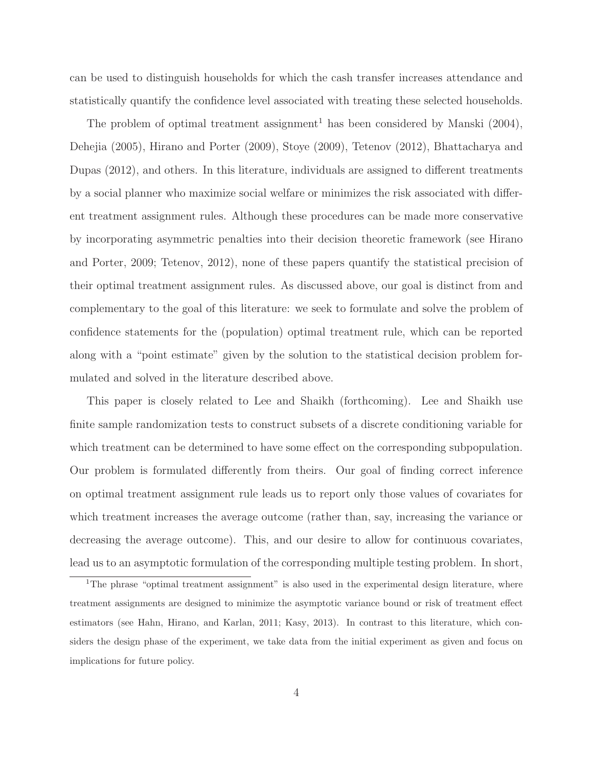can be used to distinguish households for which the cash transfer increases attendance and statistically quantify the confidence level associated with treating these selected households.

The problem of optimal treatment assignment[1] has been considered by Manski (2004), Dehejia (2005), Hirano and Porter (2009), Stoye (2009), Tetenov (2012), Bhattacharya and Dupas (2012), and others. In this literature, individuals are assigned to different treatments by a social planner who maximize social welfare or minimizes the risk associated with different treatment assignment rules. Although these procedures can be made more conservative by incorporating asymmetric penalties into their decision theoretic framework (see Hirano and Porter, 2009; Tetenov, 2012), none of these papers quantify the statistical precision of their optimal treatment assignment rules. As discussed above, our goal is distinct from and complementary to the goal of this literature: we seek to formulate and solve the problem of confidence statements for the (population) optimal treatment rule, which can be reported along with a "point estimate" given by the solution to the statistical decision problem formulated and solved in the literature described above.

This paper is closely related to Lee and Shaikh (forthcoming). Lee and Shaikh use finite sample randomization tests to construct subsets of a discrete conditioning variable for which treatment can be determined to have some effect on the corresponding subpopulation. Our problem is formulated differently from theirs. Our goal of finding correct inference on optimal treatment assignment rule leads us to report only those values of covariates for which treatment increases the average outcome (rather than, say, increasing the variance or decreasing the average outcome). This, and our desire to allow for continuous covariates, lead us to an asymptotic formulation of the corresponding multiple testing problem. In short,

[1] The phrase "optimal treatment assignment" is also used in the experimental design literature, where treatment assignments are designed to minimize the asymptotic variance bound or risk of treatment effect estimators (see Hahn, Hirano, and Karlan, 2011; Kasy, 2013). In contrast to this literature, which considers the design phase of the experiment, we take data from the initial experiment as given and focus on implications for future policy.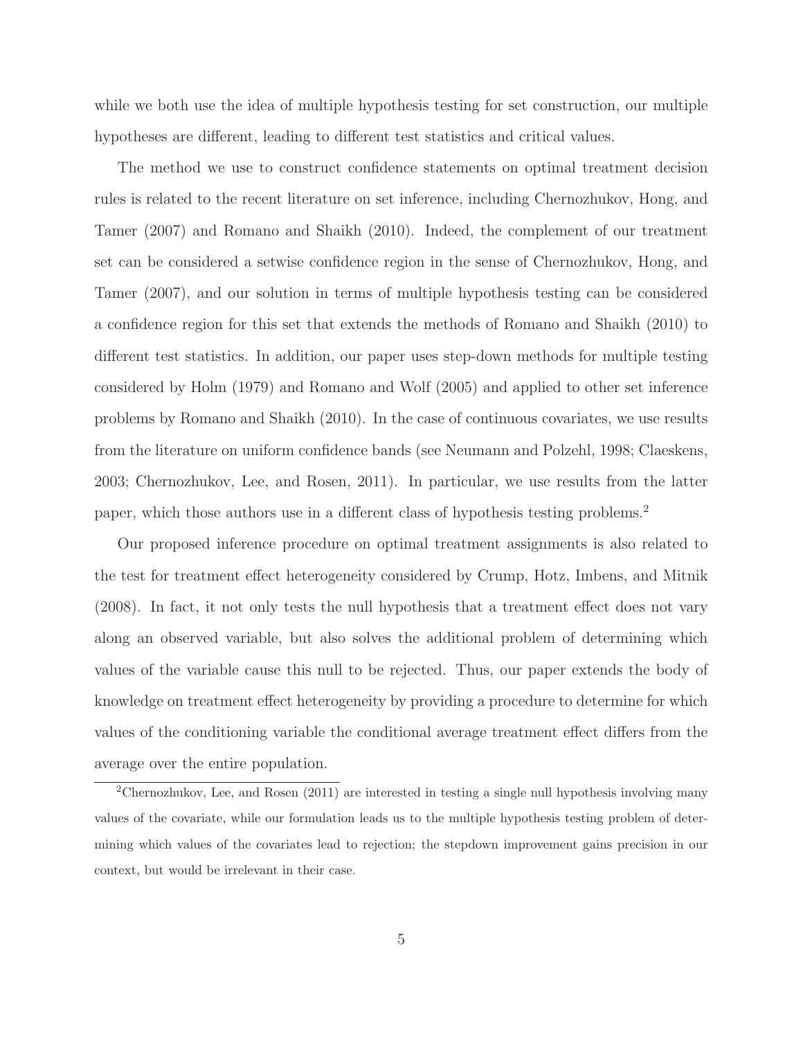while we both use the idea of multiple hypothesis testing for set construction, our multiple hypotheses are different, leading to different test statistics and critical values.

The method we use to construct confidence statements on optimal treatment decision rules is related to the recent literature on set inference, including Chernozhukov, Hong, and Tamer (2007) and Romano and Shaikh (2010). Indeed, the complement of our treatment set can be considered a setwise confidence region in the sense of Chernozhukov, Hong, and Tamer (2007), and our solution in terms of multiple hypothesis testing can be considered a confidence region for this set that extends the methods of Romano and Shaikh (2010) to different test statistics. In addition, our paper uses step-down methods for multiple testing considered by Holm (1979) and Romano and Wolf (2005) and applied to other set inference problems by Romano and Shaikh (2010). In the case of continuous covariates, we use results from the literature on uniform confidence bands (see Neumann and Polzehl, 1998; Claeskens, 2003; Chernozhukov, Lee, and Rosen, 2011). In particular, we use results from the latter paper, which those authors use in a different class of hypothesis testing problems.[2]

Our proposed inference procedure on optimal treatment assignments is also related to the test for treatment effect heterogeneity considered by Crump, Hotz, Imbens, and Mitnik (2008). In fact, it not only tests the null hypothesis that a treatment effect does not vary along an observed variable, but also solves the additional problem of determining which values of the variable cause this null to be rejected. Thus, our paper extends the body of knowledge on treatment effect heterogeneity by providing a procedure to determine for which values of the conditioning variable the conditional average treatment effect differs from the average over the entire population.

[2] Chernozhukov, Lee, and Rosen (2011) are interested in testing a single null hypothesis involving many values of the covariate, while our formulation leads us to the multiple hypothesis testing problem of determining which values of the covariates lead to rejection; the stepdown improvement gains precision in our context, but would be irrelevant in their case.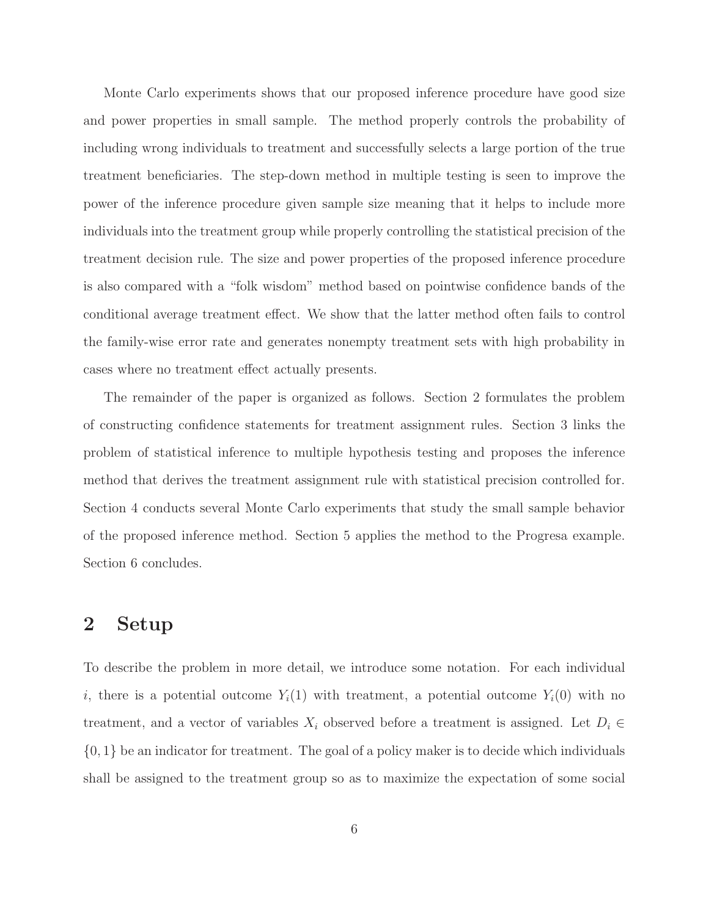Monte Carlo experiments shows that our proposed inference procedure have good size and power properties in small sample. The method properly controls the probability of including wrong individuals to treatment and successfully selects a large portion of the true treatment beneficiaries. The step-down method in multiple testing is seen to improve the power of the inference procedure given sample size meaning that it helps to include more individuals into the treatment group while properly controlling the statistical precision of the treatment decision rule. The size and power properties of the proposed inference procedure is also compared with a "folk wisdom" method based on pointwise confidence bands of the conditional average treatment effect. We show that the latter method often fails to control the family-wise error rate and generates nonempty treatment sets with high probability in cases where no treatment effect actually presents.

The remainder of the paper is organized as follows. Section 2 formulates the problem of constructing confidence statements for treatment assignment rules. Section 3 links the problem of statistical inference to multiple hypothesis testing and proposes the inference method that derives the treatment assignment rule with statistical precision controlled for. Section 4 conducts several Monte Carlo experiments that study the small sample behavior of the proposed inference method. Section 5 applies the method to the Progresa example. Section 6 concludes.

## 2 Setup

To describe the problem in more detail, we introduce some notation. For each individual $i$, there is a potential outcome $Y_i(1)$ with treatment, a potential outcome $Y_i(0)$ with no treatment, and a vector of variables $X_i$ observed before a treatment is assigned. Let $D_i \in \{0, 1\}$ be an indicator for treatment. The goal of a policy maker is to decide which individuals shall be assigned to the treatment group so as to maximize the expectation of some social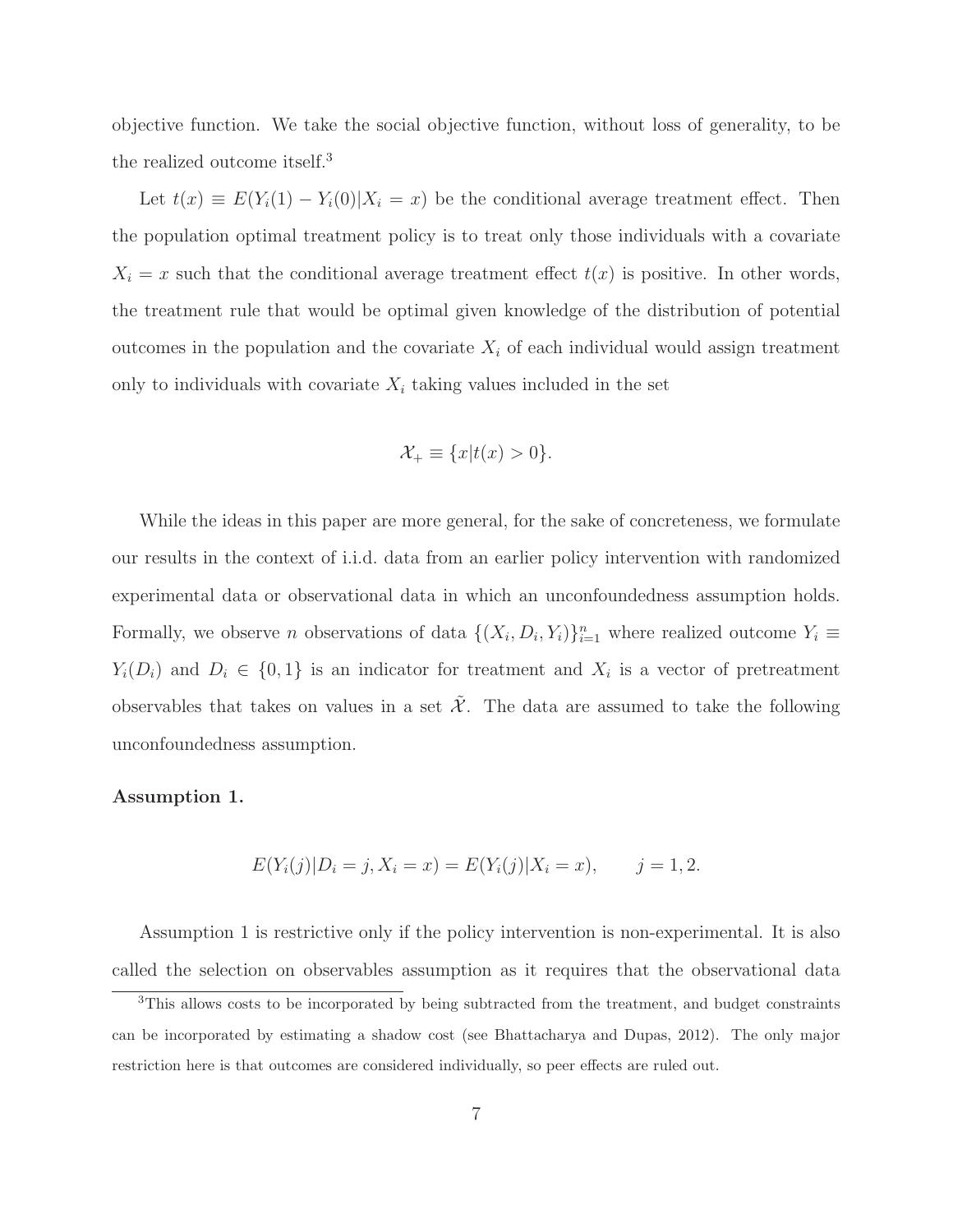objective function. We take the social objective function, without loss of generality, to be the realized outcome itself.[3]

Let $t(x) \equiv E(Y_i(1) - Y_i(0)|X_i = x)$ be the conditional average treatment effect. Then the population optimal treatment policy is to treat only those individuals with a covariate $X_i = x$ such that the conditional average treatment effect $t(x)$ is positive. In other words, the treatment rule that would be optimal given knowledge of the distribution of potential outcomes in the population and the covariate $X_i$ of each individual would assign treatment only to individuals with covariate $X_i$ taking values included in the set

$$\mathcal{X}_+ \equiv \{x|t(x) > 0\}.$$

While the ideas in this paper are more general, for the sake of concreteness, we formulate our results in the context of i.i.d. data from an earlier policy intervention with randomized experimental data or observational data in which an unconfoundedness assumption holds. Formally, we observe $n$ observations of data $\{(X_i, D_i, Y_i)\}_{i=1}^n$ where realized outcome $Y_i \equiv Y_i(D_i)$ and $D_i \in \{0, 1\}$ is an indicator for treatment and $X_i$ is a vector of pretreatment observables that takes on values in a set $\tilde{\mathcal{X}}$. The data are assumed to take the following unconfoundedness assumption.

**Assumption 1.**

$$E(Y_i(j)|D_i = j, X_i = x) = E(Y_i(j)|X_i = x), \qquad j = 1, 2.$$

Assumption 1 is restrictive only if the policy intervention is non-experimental. It is also called the selection on observables assumption as it requires that the observational data

[3]This allows costs to be incorporated by being subtracted from the treatment, and budget constraints can be incorporated by estimating a shadow cost (see Bhattacharya and Dupas, 2012). The only major restriction here is that outcomes are considered individually, so peer effects are ruled out.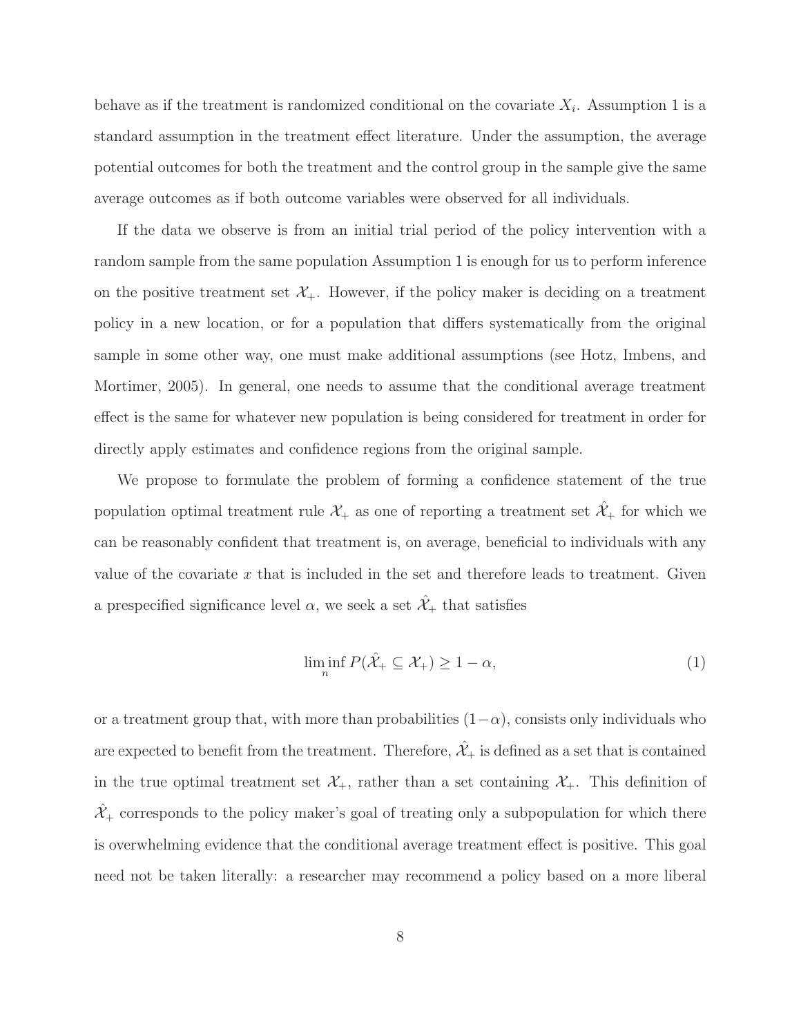behave as if the treatment is randomized conditional on the covariate $X_i$. Assumption 1 is a standard assumption in the treatment effect literature. Under the assumption, the average potential outcomes for both the treatment and the control group in the sample give the same average outcomes as if both outcome variables were observed for all individuals.

If the data we observe is from an initial trial period of the policy intervention with a random sample from the same population Assumption 1 is enough for us to perform inference on the positive treatment set $\mathcal{X}_+$. However, if the policy maker is deciding on a treatment policy in a new location, or for a population that differs systematically from the original sample in some other way, one must make additional assumptions (see Hotz, Imbens, and Mortimer, 2005). In general, one needs to assume that the conditional average treatment effect is the same for whatever new population is being considered for treatment in order for directly apply estimates and confidence regions from the original sample.

We propose to formulate the problem of forming a confidence statement of the true population optimal treatment rule $\mathcal{X}_+$ as one of reporting a treatment set $\hat{\mathcal{X}}_+$ for which we can be reasonably confident that treatment is, on average, beneficial to individuals with any value of the covariate $x$ that is included in the set and therefore leads to treatment. Given a prespecified significance level $\alpha$, we seek a set $\hat{\mathcal{X}}_+$ that satisfies

$$\liminf_n P(\hat{\mathcal{X}}_+ \subseteq \mathcal{X}_+) \geq 1 - \alpha, \tag{1}$$

or a treatment group that, with more than probabilities $(1-\alpha)$, consists only individuals who are expected to benefit from the treatment. Therefore, $\hat{\mathcal{X}}_+$ is defined as a set that is contained in the true optimal treatment set $\mathcal{X}_+$, rather than a set containing $\mathcal{X}_+$. This definition of $\hat{\mathcal{X}}_+$ corresponds to the policy maker's goal of treating only a subpopulation for which there is overwhelming evidence that the conditional average treatment effect is positive. This goal need not be taken literally: a researcher may recommend a policy based on a more liberal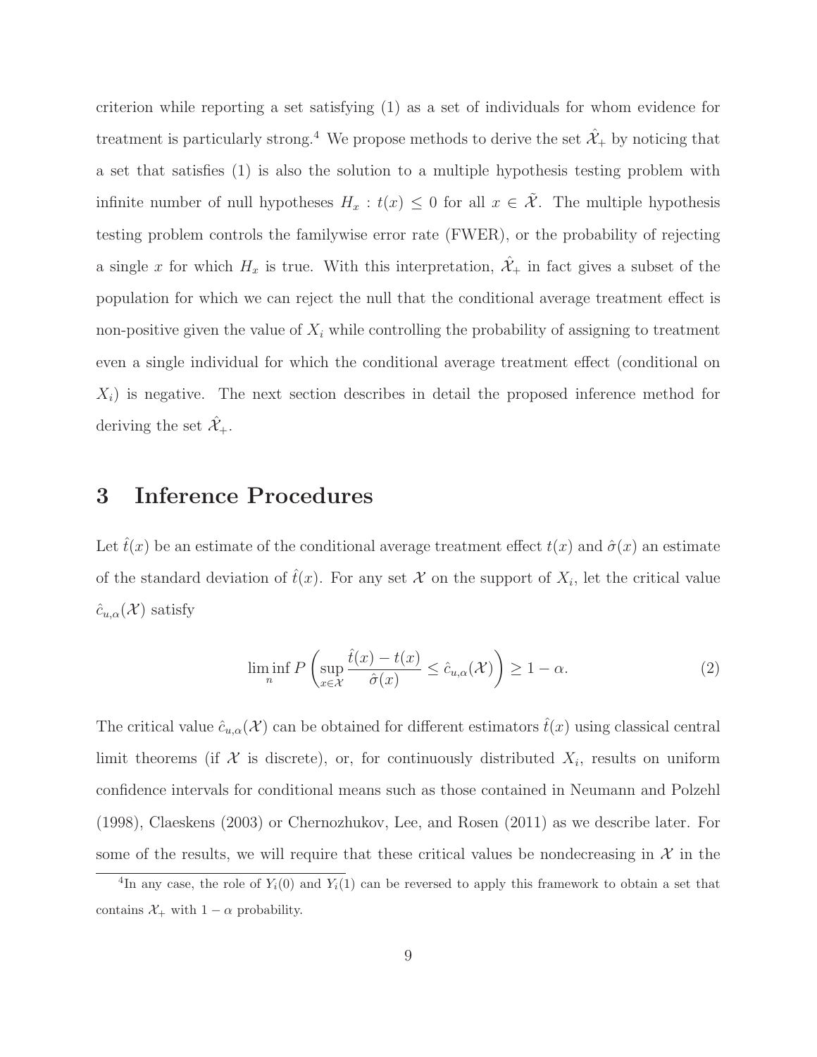criterion while reporting a set satisfying (1) as a set of individuals for whom evidence for treatment is particularly strong.[4] We propose methods to derive the set $\hat{\mathcal{X}}_+$ by noticing that a set that satisfies (1) is also the solution to a multiple hypothesis testing problem with infinite number of null hypotheses $H_x : t(x) \leq 0$ for all $x \in \tilde{\mathcal{X}}$. The multiple hypothesis testing problem controls the familywise error rate (FWER), or the probability of rejecting a single $x$ for which $H_x$ is true. With this interpretation, $\hat{\mathcal{X}}_+$ in fact gives a subset of the population for which we can reject the null that the conditional average treatment effect is non-positive given the value of $X_i$ while controlling the probability of assigning to treatment even a single individual for which the conditional average treatment effect (conditional on $X_i$) is negative. The next section describes in detail the proposed inference method for deriving the set $\hat{\mathcal{X}}_+$.

# 3 Inference Procedures

Let $\hat{t}(x)$ be an estimate of the conditional average treatment effect $t(x)$ and $\hat{\sigma}(x)$ an estimate of the standard deviation of $\hat{t}(x)$. For any set $\mathcal{X}$ on the support of $X_i$, let the critical value $\hat{c}_{u,\alpha}(\mathcal{X})$ satisfy

$$\liminf_{n} P\left(\sup_{x \in \mathcal{X}} \frac{\hat{t}(x) - t(x)}{\hat{\sigma}(x)} \leq \hat{c}_{u,\alpha}(\mathcal{X})\right) \geq 1 - \alpha. \tag{2}$$

The critical value $\hat{c}_{u,\alpha}(\mathcal{X})$ can be obtained for different estimators $\hat{t}(x)$ using classical central limit theorems (if $\mathcal{X}$ is discrete), or, for continuously distributed $X_i$, results on uniform confidence intervals for conditional means such as those contained in Neumann and Polzehl (1998), Claeskens (2003) or Chernozhukov, Lee, and Rosen (2011) as we describe later. For some of the results, we will require that these critical values be nondecreasing in $\mathcal{X}$ in the

[4] In any case, the role of $Y_i(0)$ and $Y_i(1)$ can be reversed to apply this framework to obtain a set that contains $\mathcal{X}_+$ with $1 - \alpha$ probability.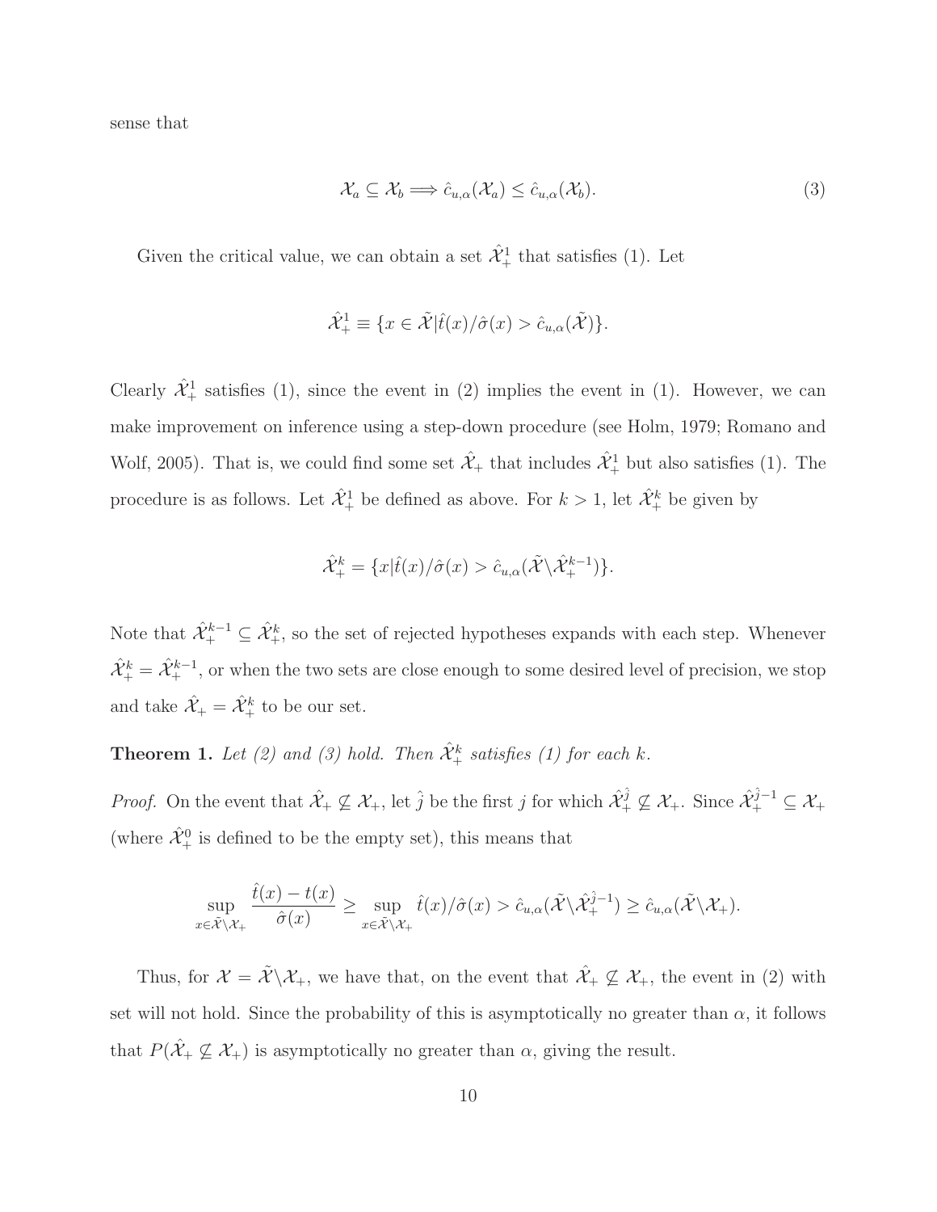sense that

$$\mathcal{X}_a \subseteq \mathcal{X}_b \Longrightarrow \hat{c}_{u,\alpha}(\mathcal{X}_a) \leq \hat{c}_{u,\alpha}(\mathcal{X}_b). \tag{3}$$

Given the critical value, we can obtain a set $\hat{\mathcal{X}}_+^1$ that satisfies (1). Let

$$\hat{\mathcal{X}}_+^1 \equiv \{x \in \tilde{\mathcal{X}} | \hat{t}(x)/\hat{\sigma}(x) > \hat{c}_{u,\alpha}(\tilde{\mathcal{X}})\}.$$

Clearly $\hat{\mathcal{X}}_+^1$ satisfies (1), since the event in (2) implies the event in (1). However, we can make improvement on inference using a step-down procedure (see Holm, 1979; Romano and Wolf, 2005). That is, we could find some set $\hat{\mathcal{X}}_+$ that includes $\hat{\mathcal{X}}_+^1$ but also satisfies (1). The procedure is as follows. Let $\hat{\mathcal{X}}_+^1$ be defined as above. For $k > 1$, let $\hat{\mathcal{X}}_+^k$ be given by

$$\hat{\mathcal{X}}_+^k = \{x | \hat{t}(x)/\hat{\sigma}(x) > \hat{c}_{u,\alpha}(\tilde{\mathcal{X}} \backslash \hat{\mathcal{X}}_+^{k-1})\}.$$

Note that $\hat{\mathcal{X}}_+^{k-1} \subseteq \hat{\mathcal{X}}_+^k$, so the set of rejected hypotheses expands with each step. Whenever $\hat{\mathcal{X}}_+^k = \hat{\mathcal{X}}_+^{k-1}$, or when the two sets are close enough to some desired level of precision, we stop and take $\hat{\mathcal{X}}_+ = \hat{\mathcal{X}}_+^k$ to be our set.

**Theorem 1.** *Let (2) and (3) hold. Then $\hat{\mathcal{X}}_+^k$ satisfies (1) for each $k$.*

*Proof.* On the event that $\hat{\mathcal{X}}_+ \not\subseteq \mathcal{X}_+$, let $\hat{j}$ be the first $j$ for which $\hat{\mathcal{X}}_+^{\hat{j}} \not\subseteq \mathcal{X}_+$. Since $\hat{\mathcal{X}}_+^{\hat{j}-1} \subseteq \mathcal{X}_+$ (where $\hat{\mathcal{X}}_+^0$ is defined to be the empty set), this means that

$$\sup_{x \in \tilde{\mathcal{X}} \backslash \mathcal{X}_+} \frac{\hat{t}(x) - t(x)}{\hat{\sigma}(x)} \geq \sup_{x \in \tilde{\mathcal{X}} \backslash \mathcal{X}_+} \hat{t}(x)/\hat{\sigma}(x) > \hat{c}_{u,\alpha}(\tilde{\mathcal{X}} \backslash \hat{\mathcal{X}}_+^{\hat{j}-1}) \geq \hat{c}_{u,\alpha}(\tilde{\mathcal{X}} \backslash \mathcal{X}_+).$$

Thus, for $\mathcal{X} = \tilde{\mathcal{X}} \backslash \mathcal{X}_+$, we have that, on the event that $\hat{\mathcal{X}}_+ \not\subseteq \mathcal{X}_+$, the event in (2) with set will not hold. Since the probability of this is asymptotically no greater than $\alpha$, it follows that $P(\hat{\mathcal{X}}_+ \not\subseteq \mathcal{X}_+)$ is asymptotically no greater than $\alpha$, giving the result.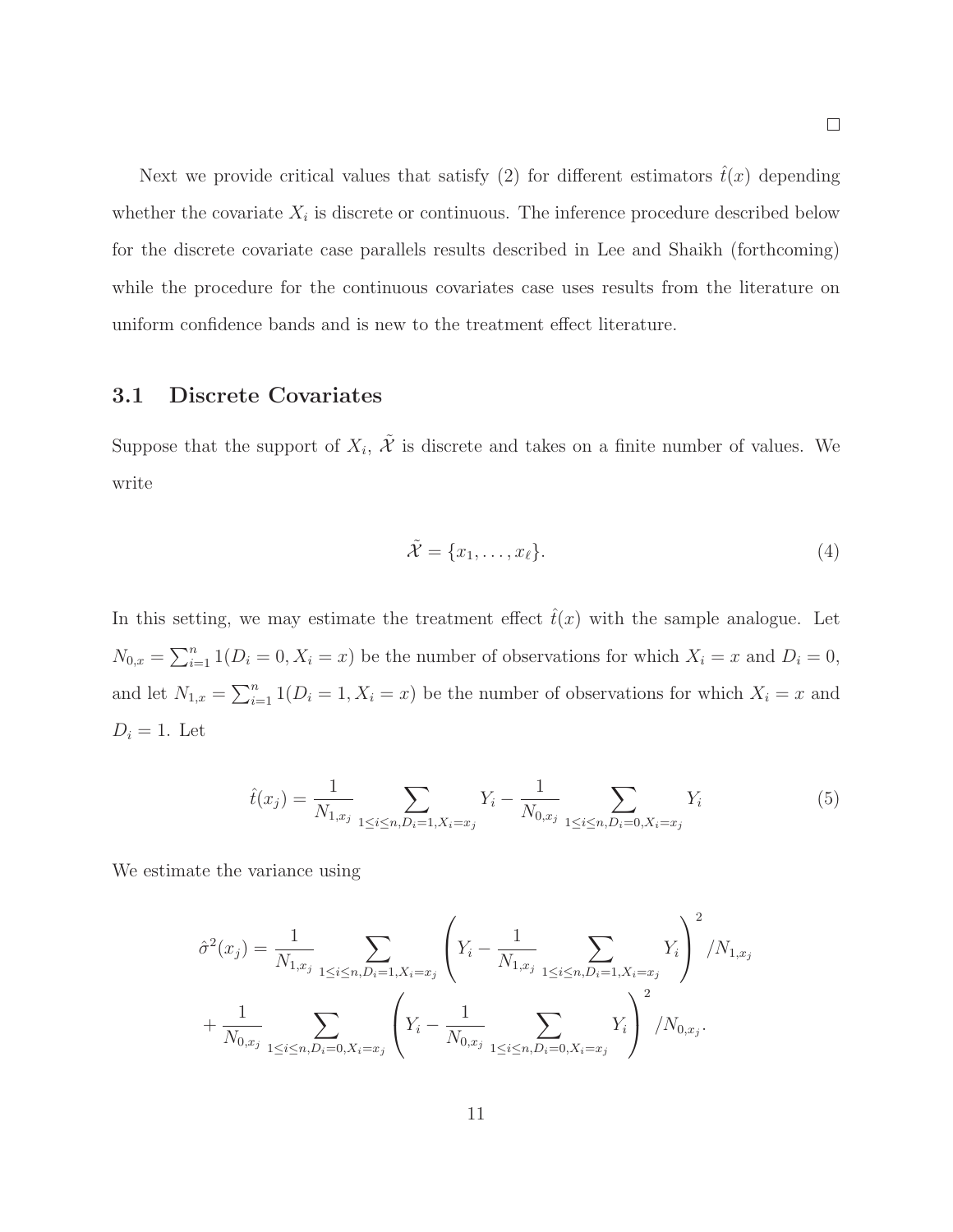□

Next we provide critical values that satisfy (2) for different estimators $\hat{t}(x)$ depending whether the covariate $X_i$ is discrete or continuous. The inference procedure described below for the discrete covariate case parallels results described in Lee and Shaikh (forthcoming) while the procedure for the continuous covariates case uses results from the literature on uniform confidence bands and is new to the treatment effect literature.

### 3.1 Discrete Covariates

Suppose that the support of $X_i$, $\tilde{\mathcal{X}}$ is discrete and takes on a finite number of values. We write

$$\tilde{\mathcal{X}} = \{x_1, \ldots, x_\ell\}. \tag{4}$$

In this setting, we may estimate the treatment effect $\hat{t}(x)$ with the sample analogue. Let $N_{0,x} = \sum_{i=1}^n 1(D_i = 0, X_i = x)$ be the number of observations for which $X_i = x$ and $D_i = 0$, and let $N_{1,x} = \sum_{i=1}^n 1(D_i = 1, X_i = x)$ be the number of observations for which $X_i = x$ and $D_i = 1$. Let

$$\hat{t}(x_j) = \frac{1}{N_{1,x_j}} \sum_{1 \le i \le n, D_i = 1, X_i = x_j} Y_i - \frac{1}{N_{0,x_j}} \sum_{1 \le i \le n, D_i = 0, X_i = x_j} Y_i \tag{5}$$

We estimate the variance using

$$\hat{\sigma}^2(x_j) = \frac{1}{N_{1,x_j}} \sum_{1 \le i \le n, D_i = 1, X_i = x_j} \left( Y_i - \frac{1}{N_{1,x_j}} \sum_{1 \le i \le n, D_i = 1, X_i = x_j} Y_i \right)^2 / N_{1,x_j}$$
$$+ \frac{1}{N_{0,x_j}} \sum_{1 \le i \le n, D_i = 0, X_i = x_j} \left( Y_i - \frac{1}{N_{0,x_j}} \sum_{1 \le i \le n, D_i = 0, X_i = x_j} Y_i \right)^2 / N_{0,x_j}.$$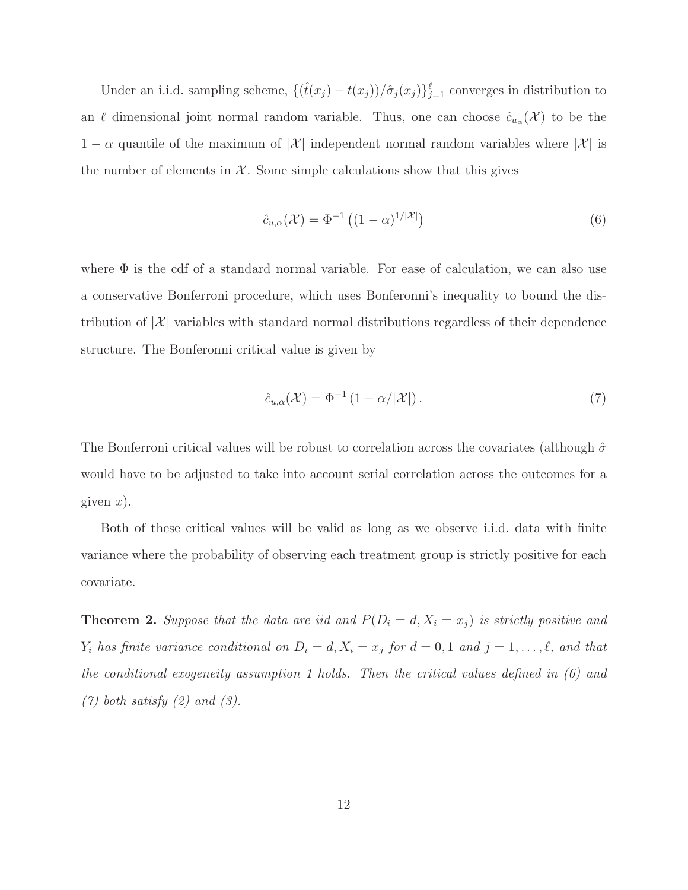Under an i.i.d. sampling scheme, $\{(\hat{t}(x_j) - t(x_j))/\hat{\sigma}_j(x_j)\}_{j=1}^{\ell}$ converges in distribution to an $\ell$ dimensional joint normal random variable. Thus, one can choose $\hat{c}_{u_\alpha}(\mathcal{X})$ to be the $1 - \alpha$ quantile of the maximum of $|\mathcal{X}|$ independent normal random variables where $|\mathcal{X}|$ is the number of elements in $\mathcal{X}$. Some simple calculations show that this gives

$$\hat{c}_{u,\alpha}(\mathcal{X}) = \Phi^{-1}\left((1-\alpha)^{1/|\mathcal{X}|}\right) \tag{6}$$

where $\Phi$ is the cdf of a standard normal variable. For ease of calculation, we can also use a conservative Bonferroni procedure, which uses Bonferonni's inequality to bound the distribution of $|\mathcal{X}|$ variables with standard normal distributions regardless of their dependence structure. The Bonferonni critical value is given by

$$\hat{c}_{u,\alpha}(\mathcal{X}) = \Phi^{-1}\left(1 - \alpha/|\mathcal{X}|\right). \tag{7}$$

The Bonferroni critical values will be robust to correlation across the covariates (although $\hat{\sigma}$ would have to be adjusted to take into account serial correlation across the outcomes for a given $x$).

Both of these critical values will be valid as long as we observe i.i.d. data with finite variance where the probability of observing each treatment group is strictly positive for each covariate.

**Theorem 2.** *Suppose that the data are iid and $P(D_i = d, X_i = x_j)$ is strictly positive and $Y_i$ has finite variance conditional on $D_i = d, X_i = x_j$ for $d = 0, 1$ and $j = 1, \ldots, \ell$, and that the conditional exogeneity assumption 1 holds. Then the critical values defined in (6) and (7) both satisfy (2) and (3).*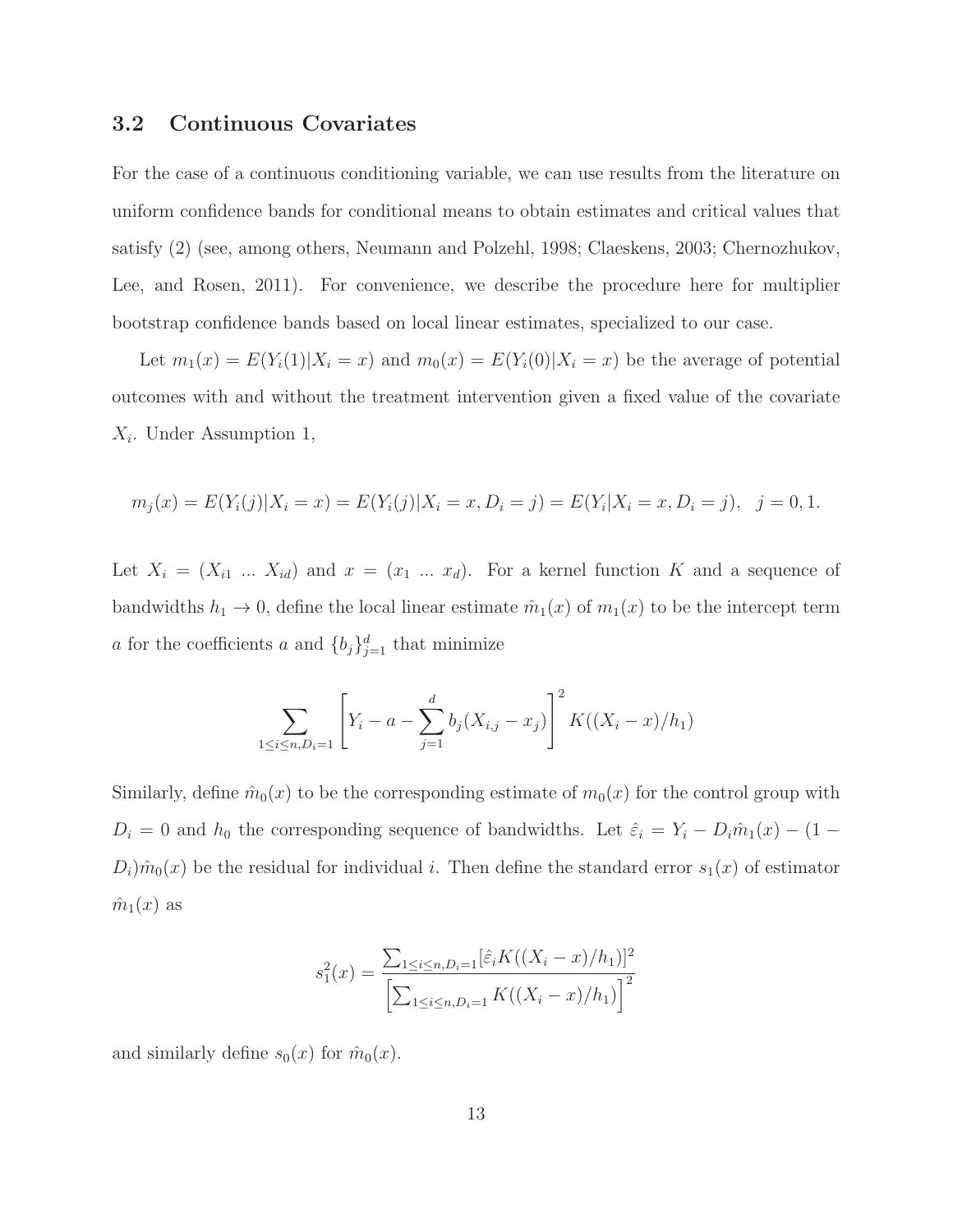### 3.2 Continuous Covariates

For the case of a continuous conditioning variable, we can use results from the literature on uniform confidence bands for conditional means to obtain estimates and critical values that satisfy (2) (see, among others, Neumann and Polzehl, 1998; Claeskens, 2003; Chernozhukov, Lee, and Rosen, 2011). For convenience, we describe the procedure here for multiplier bootstrap confidence bands based on local linear estimates, specialized to our case.

Let $m_1(x) = E(Y_i(1)|X_i = x)$ and $m_0(x) = E(Y_i(0)|X_i = x)$ be the average of potential outcomes with and without the treatment intervention given a fixed value of the covariate $X_i$. Under Assumption 1,

$$m_j(x) = E(Y_i(j)|X_i = x) = E(Y_i(j)|X_i = x, D_i = j) = E(Y_i|X_i = x, D_i = j), \quad j = 0, 1.$$

Let $X_i = (X_{i1} \ ... \ X_{id})$ and $x = (x_1 \ ... \ x_d)$. For a kernel function $K$ and a sequence of bandwidths $h_1 \to 0$, define the local linear estimate $\hat{m}_1(x)$ of $m_1(x)$ to be the intercept term $a$ for the coefficients $a$ and $\{b_j\}_{j=1}^d$ that minimize

$$\sum_{1 \le i \le n, D_i = 1} \left[ Y_i - a - \sum_{j=1}^{d} b_j (X_{i,j} - x_j) \right]^2 K((X_i - x)/h_1)$$

Similarly, define $\hat{m}_0(x)$ to be the corresponding estimate of $m_0(x)$ for the control group with $D_i = 0$ and $h_0$ the corresponding sequence of bandwidths. Let $\hat{\varepsilon}_i = Y_i - D_i \hat{m}_1(x) - (1 - D_i)\hat{m}_0(x)$ be the residual for individual $i$. Then define the standard error $s_1(x)$ of estimator $\hat{m}_1(x)$ as

$$s_1^2(x) = \frac{\sum_{1 \le i \le n, D_i = 1} [\hat{\varepsilon}_i K((X_i - x)/h_1)]^2}{\left[ \sum_{1 \le i \le n, D_i = 1} K((X_i - x)/h_1) \right]^2}$$

and similarly define $s_0(x)$ for $\hat{m}_0(x)$.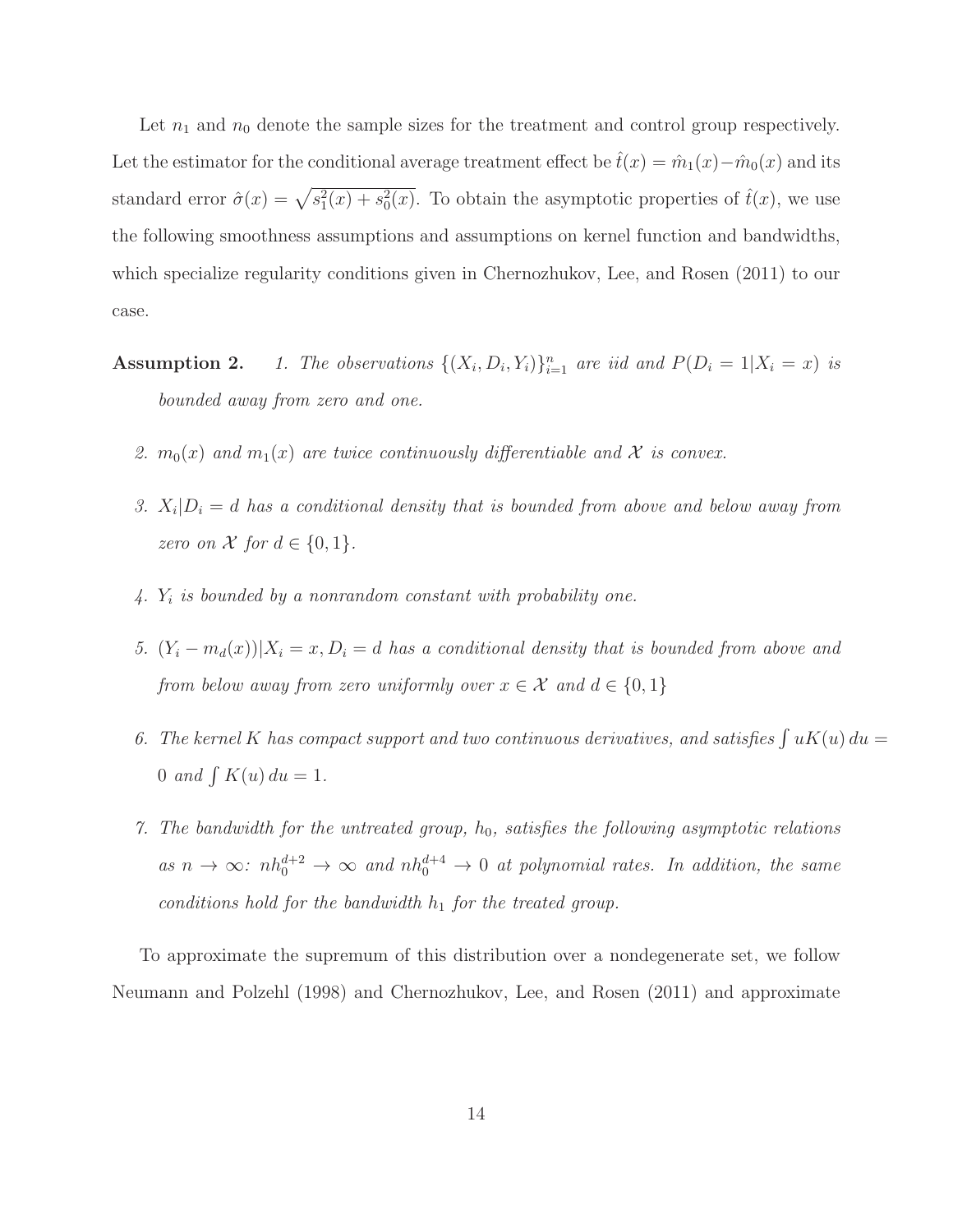Let $n_1$ and $n_0$ denote the sample sizes for the treatment and control group respectively. Let the estimator for the conditional average treatment effect be $\hat{t}(x) = \hat{m}_1(x) - \hat{m}_0(x)$ and its standard error $\hat{\sigma}(x) = \sqrt{s_1^2(x) + s_0^2(x)}$. To obtain the asymptotic properties of $\hat{t}(x)$, we use the following smoothness assumptions and assumptions on kernel function and bandwidths, which specialize regularity conditions given in Chernozhukov, Lee, and Rosen (2011) to our case.

**Assumption 2.**

1. *The observations $\{(X_i, D_i, Y_i)\}_{i=1}^n$ are iid and $P(D_i = 1|X_i = x)$ is bounded away from zero and one.*
2. *$m_0(x)$ and $m_1(x)$ are twice continuously differentiable and $\mathcal{X}$ is convex.*
3. *$X_i|D_i = d$ has a conditional density that is bounded from above and below away from zero on $\mathcal{X}$ for $d \in \{0, 1\}$.*
4. *$Y_i$ is bounded by a nonrandom constant with probability one.*
5. *$(Y_i - m_d(x))|X_i = x, D_i = d$ has a conditional density that is bounded from above and from below away from zero uniformly over $x \in \mathcal{X}$ and $d \in \{0, 1\}$*
6. *The kernel $K$ has compact support and two continuous derivatives, and satisfies $\int uK(u)\, du = 0$ and $\int K(u)\, du = 1$.*
7. *The bandwidth for the untreated group, $h_0$, satisfies the following asymptotic relations as $n \to \infty$: $nh_0^{d+2} \to \infty$ and $nh_0^{d+4} \to 0$ at polynomial rates. In addition, the same conditions hold for the bandwidth $h_1$ for the treated group.*

To approximate the supremum of this distribution over a nondegenerate set, we follow Neumann and Polzehl (1998) and Chernozhukov, Lee, and Rosen (2011) and approximate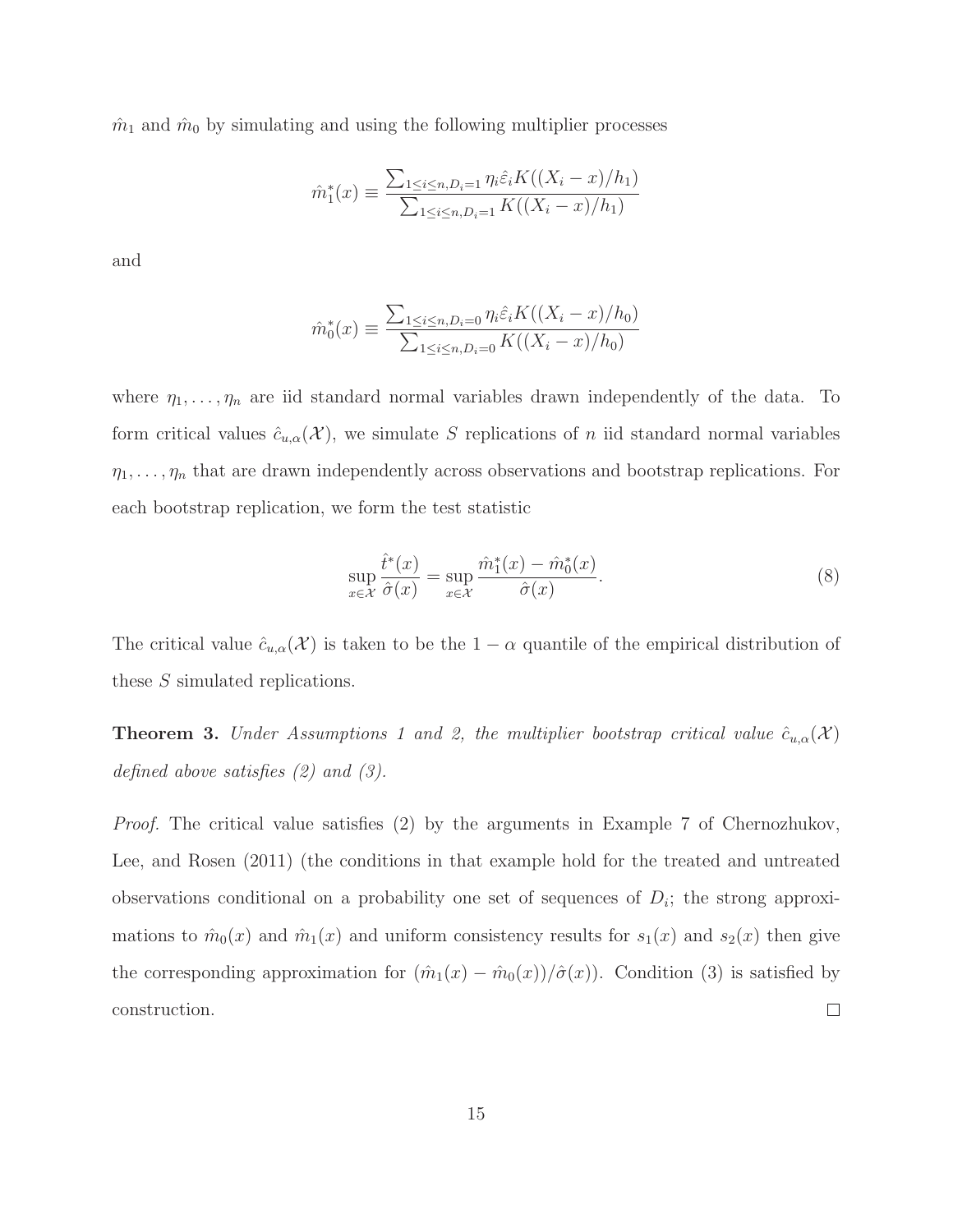$\hat{m}_1$ and $\hat{m}_0$ by simulating and using the following multiplier processes

$$\hat{m}_1^*(x) \equiv \frac{\sum_{1\leq i\leq n, D_i=1} \eta_i \hat{\varepsilon}_i K((X_i - x)/h_1)}{\sum_{1\leq i\leq n, D_i=1} K((X_i - x)/h_1)}$$

and

$$\hat{m}_0^*(x) \equiv \frac{\sum_{1\leq i\leq n, D_i=0} \eta_i \hat{\varepsilon}_i K((X_i - x)/h_0)}{\sum_{1\leq i\leq n, D_i=0} K((X_i - x)/h_0)}$$

where $\eta_1, \ldots, \eta_n$ are iid standard normal variables drawn independently of the data. To form critical values $\hat{c}_{u,\alpha}(\mathcal{X})$, we simulate $S$ replications of $n$ iid standard normal variables $\eta_1, \ldots, \eta_n$ that are drawn independently across observations and bootstrap replications. For each bootstrap replication, we form the test statistic

$$\sup_{x\in\mathcal{X}} \frac{\hat{t}^*(x)}{\hat{\sigma}(x)} = \sup_{x\in\mathcal{X}} \frac{\hat{m}_1^*(x) - \hat{m}_0^*(x)}{\hat{\sigma}(x)}. \tag{8}$$

The critical value $\hat{c}_{u,\alpha}(\mathcal{X})$ is taken to be the $1-\alpha$ quantile of the empirical distribution of these $S$ simulated replications.

**Theorem 3.** *Under Assumptions 1 and 2, the multiplier bootstrap critical value $\hat{c}_{u,\alpha}(\mathcal{X})$ defined above satisfies (2) and (3).*

*Proof.* The critical value satisfies (2) by the arguments in Example 7 of Chernozhukov, Lee, and Rosen (2011) (the conditions in that example hold for the treated and untreated observations conditional on a probability one set of sequences of $D_i$; the strong approximations to $\hat{m}_0(x)$ and $\hat{m}_1(x)$ and uniform consistency results for $s_1(x)$ and $s_2(x)$ then give the corresponding approximation for $(\hat{m}_1(x) - \hat{m}_0(x))/\hat{\sigma}(x)$). Condition (3) is satisfied by construction. □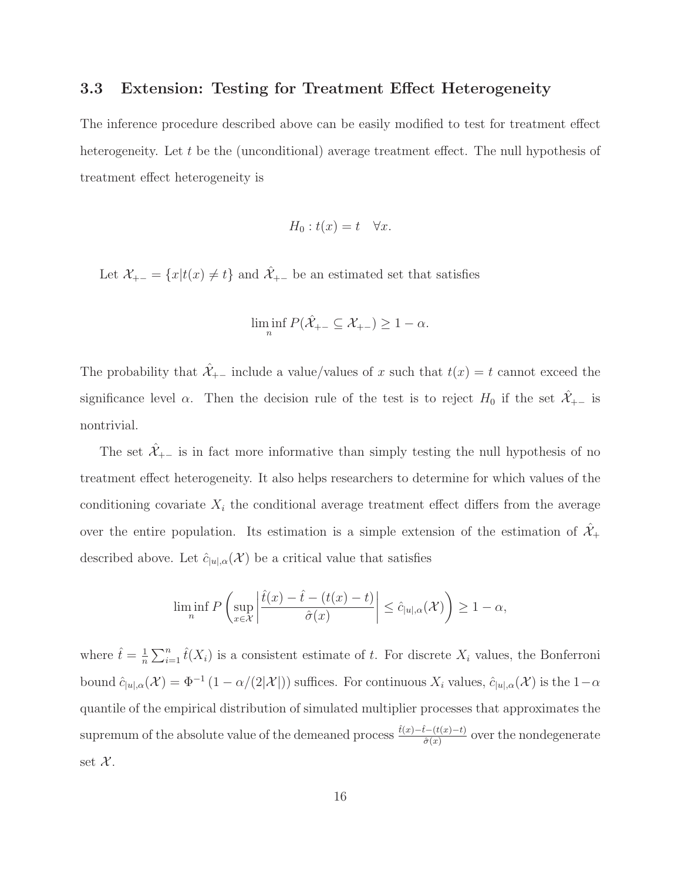### 3.3 Extension: Testing for Treatment Effect Heterogeneity

The inference procedure described above can be easily modified to test for treatment effect heterogeneity. Let $t$ be the (unconditional) average treatment effect. The null hypothesis of treatment effect heterogeneity is

$$H_0 : t(x) = t \quad \forall x.$$

Let $\mathcal{X}_{+-} = \{x | t(x) \neq t\}$ and $\hat{\mathcal{X}}_{+-}$ be an estimated set that satisfies

$$\liminf_n P(\hat{\mathcal{X}}_{+-} \subseteq \mathcal{X}_{+-}) \geq 1 - \alpha.$$

The probability that $\hat{\mathcal{X}}_{+-}$ include a value/values of $x$ such that $t(x) = t$ cannot exceed the significance level $\alpha$. Then the decision rule of the test is to reject $H_0$ if the set $\hat{\mathcal{X}}_{+-}$ is nontrivial.

The set $\hat{\mathcal{X}}_{+-}$ is in fact more informative than simply testing the null hypothesis of no treatment effect heterogeneity. It also helps researchers to determine for which values of the conditioning covariate $X_i$ the conditional average treatment effect differs from the average over the entire population. Its estimation is a simple extension of the estimation of $\hat{\mathcal{X}}_{+}$ described above. Let $\hat{c}_{|u|,\alpha}(\mathcal{X})$ be a critical value that satisfies

$$\liminf_n P\left(\sup_{x \in \mathcal{X}} \left| \frac{\hat{t}(x) - \hat{t} - (t(x) - t)}{\hat{\sigma}(x)} \right| \leq \hat{c}_{|u|,\alpha}(\mathcal{X})\right) \geq 1 - \alpha,$$

where $\hat{t} = \frac{1}{n}\sum_{i=1}^{n} \hat{t}(X_i)$ is a consistent estimate of $t$. For discrete $X_i$ values, the Bonferroni bound $\hat{c}_{|u|,\alpha}(\mathcal{X}) = \Phi^{-1}\left(1 - \alpha/(2|\mathcal{X}|)\right)$ suffices. For continuous $X_i$ values, $\hat{c}_{|u|,\alpha}(\mathcal{X})$ is the $1-\alpha$ quantile of the empirical distribution of simulated multiplier processes that approximates the supremum of the absolute value of the demeaned process $\frac{\hat{t}(x) - \hat{t} - (t(x) - t)}{\hat{\sigma}(x)}$ over the nondegenerate set $\mathcal{X}$.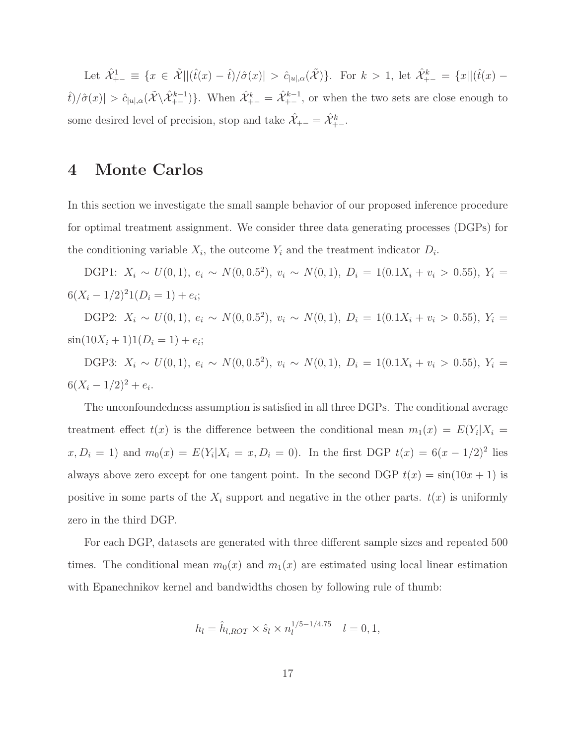Let $\hat{\mathcal{X}}_{+-}^1 \equiv \{x \in \tilde{\mathcal{X}} | |(\hat{t}(x) - \hat{t})/\hat{\sigma}(x)| > \hat{c}_{|u|,\alpha}(\tilde{\mathcal{X}})\}$. For $k > 1$, let $\hat{\mathcal{X}}_{+-}^k = \{x | |(\hat{t}(x) - \hat{t})/\hat{\sigma}(x)| > \hat{c}_{|u|,\alpha}(\tilde{\mathcal{X}} \backslash \hat{\mathcal{X}}_{+-}^{k-1})\}$. When $\hat{\mathcal{X}}_{+-}^k = \hat{\mathcal{X}}_{+-}^{k-1}$, or when the two sets are close enough to some desired level of precision, stop and take $\hat{\mathcal{X}}_{+-} = \hat{\mathcal{X}}_{+-}^k$.

# 4 Monte Carlos

In this section we investigate the small sample behavior of our proposed inference procedure for optimal treatment assignment. We consider three data generating processes (DGPs) for the conditioning variable $X_i$, the outcome $Y_i$ and the treatment indicator $D_i$.

DGP1: $X_i \sim U(0,1)$, $e_i \sim N(0, 0.5^2)$, $v_i \sim N(0,1)$, $D_i = 1(0.1X_i + v_i > 0.55)$, $Y_i = 6(X_i - 1/2)^2 1(D_i = 1) + e_i$;

DGP2: $X_i \sim U(0,1)$, $e_i \sim N(0, 0.5^2)$, $v_i \sim N(0,1)$, $D_i = 1(0.1X_i + v_i > 0.55)$, $Y_i = \sin(10X_i + 1)1(D_i = 1) + e_i$;

DGP3: $X_i \sim U(0,1)$, $e_i \sim N(0, 0.5^2)$, $v_i \sim N(0,1)$, $D_i = 1(0.1X_i + v_i > 0.55)$, $Y_i = 6(X_i - 1/2)^2 + e_i$.

The unconfoundedness assumption is satisfied in all three DGPs. The conditional average treatment effect $t(x)$ is the difference between the conditional mean $m_1(x) = E(Y_i|X_i = x, D_i = 1)$ and $m_0(x) = E(Y_i|X_i = x, D_i = 0)$. In the first DGP $t(x) = 6(x - 1/2)^2$ lies always above zero except for one tangent point. In the second DGP $t(x) = \sin(10x + 1)$ is positive in some parts of the $X_i$ support and negative in the other parts. $t(x)$ is uniformly zero in the third DGP.

For each DGP, datasets are generated with three different sample sizes and repeated 500 times. The conditional mean $m_0(x)$ and $m_1(x)$ are estimated using local linear estimation with Epanechnikov kernel and bandwidths chosen by following rule of thumb:

$$h_l = \hat{h}_{l,ROT} \times \hat{s}_l \times n_l^{1/5 - 1/4.75} \quad l = 0, 1,$$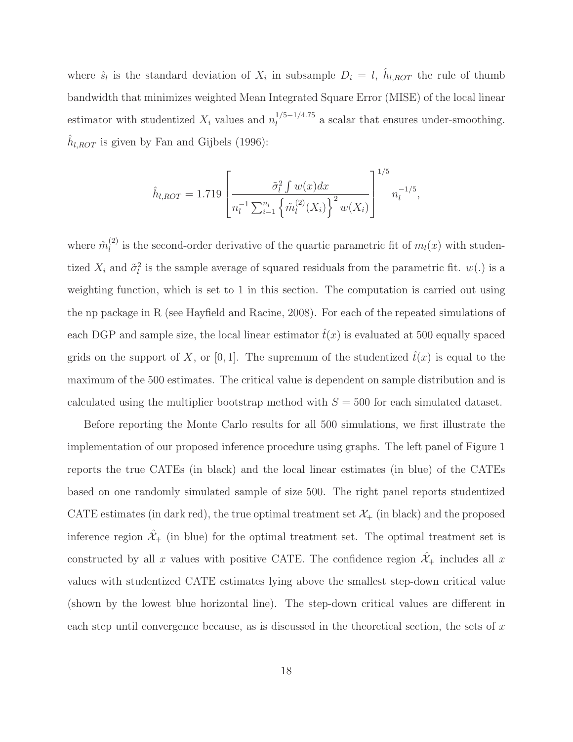where $\hat{s}_l$ is the standard deviation of $X_i$ in subsample $D_i = l$, $\hat{h}_{l,ROT}$ the rule of thumb bandwidth that minimizes weighted Mean Integrated Square Error (MISE) of the local linear estimator with studentized $X_i$ values and $n_l^{1/5-1/4.75}$ a scalar that ensures under-smoothing. $\hat{h}_{l,ROT}$ is given by Fan and Gijbels (1996):

$$\hat{h}_{l,ROT} = 1.719 \left[ \frac{\tilde{\sigma}_l^2 \int w(x)dx}{n_l^{-1} \sum_{i=1}^{n_l} \left\{ \tilde{m}_l^{(2)}(X_i) \right\}^2 w(X_i)} \right]^{1/5} n_l^{-1/5},$$

where $\tilde{m}_l^{(2)}$ is the second-order derivative of the quartic parametric fit of $m_l(x)$ with studentized $X_i$ and $\tilde{\sigma}_l^2$ is the sample average of squared residuals from the parametric fit. $w(.)$ is a weighting function, which is set to 1 in this section. The computation is carried out using the np package in R (see Hayfield and Racine, 2008). For each of the repeated simulations of each DGP and sample size, the local linear estimator $\hat{t}(x)$ is evaluated at 500 equally spaced grids on the support of $X$, or $[0, 1]$. The supremum of the studentized $\hat{t}(x)$ is equal to the maximum of the 500 estimates. The critical value is dependent on sample distribution and is calculated using the multiplier bootstrap method with $S = 500$ for each simulated dataset.

Before reporting the Monte Carlo results for all 500 simulations, we first illustrate the implementation of our proposed inference procedure using graphs. The left panel of Figure 1 reports the true CATEs (in black) and the local linear estimates (in blue) of the CATEs based on one randomly simulated sample of size 500. The right panel reports studentized CATE estimates (in dark red), the true optimal treatment set $\mathcal{X}_+$ (in black) and the proposed inference region $\hat{\mathcal{X}}_+$ (in blue) for the optimal treatment set. The optimal treatment set is constructed by all $x$ values with positive CATE. The confidence region $\hat{\mathcal{X}}_+$ includes all $x$ values with studentized CATE estimates lying above the smallest step-down critical value (shown by the lowest blue horizontal line). The step-down critical values are different in each step until convergence because, as is discussed in the theoretical section, the sets of $x$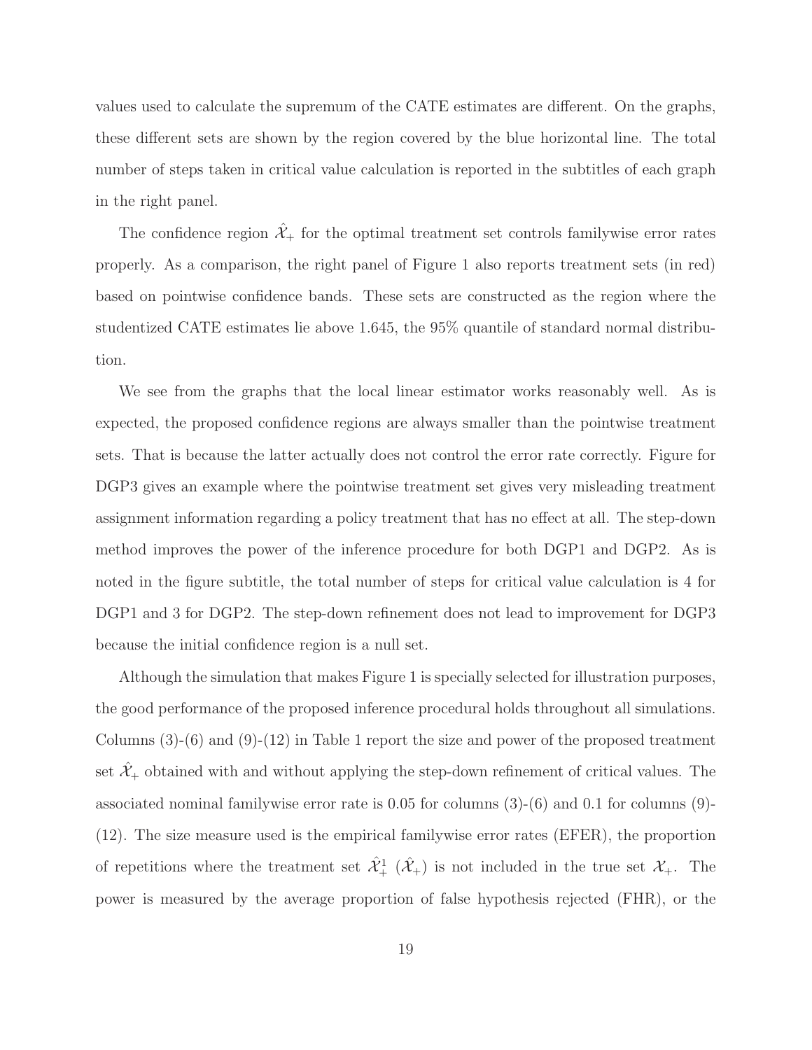values used to calculate the supremum of the CATE estimates are different. On the graphs, these different sets are shown by the region covered by the blue horizontal line. The total number of steps taken in critical value calculation is reported in the subtitles of each graph in the right panel.

The confidence region $\hat{\mathcal{X}}_+$ for the optimal treatment set controls familywise error rates properly. As a comparison, the right panel of Figure 1 also reports treatment sets (in red) based on pointwise confidence bands. These sets are constructed as the region where the studentized CATE estimates lie above 1.645, the 95% quantile of standard normal distribution.

We see from the graphs that the local linear estimator works reasonably well. As is expected, the proposed confidence regions are always smaller than the pointwise treatment sets. That is because the latter actually does not control the error rate correctly. Figure for DGP3 gives an example where the pointwise treatment set gives very misleading treatment assignment information regarding a policy treatment that has no effect at all. The step-down method improves the power of the inference procedure for both DGP1 and DGP2. As is noted in the figure subtitle, the total number of steps for critical value calculation is 4 for DGP1 and 3 for DGP2. The step-down refinement does not lead to improvement for DGP3 because the initial confidence region is a null set.

Although the simulation that makes Figure 1 is specially selected for illustration purposes, the good performance of the proposed inference procedural holds throughout all simulations. Columns (3)-(6) and (9)-(12) in Table 1 report the size and power of the proposed treatment set $\hat{\mathcal{X}}_+$ obtained with and without applying the step-down refinement of critical values. The associated nominal familywise error rate is 0.05 for columns (3)-(6) and 0.1 for columns (9)-(12). The size measure used is the empirical familywise error rates (EFER), the proportion of repetitions where the treatment set $\hat{\mathcal{X}}_+^1$ ($\hat{\mathcal{X}}_+$) is not included in the true set $\mathcal{X}_+$. The power is measured by the average proportion of false hypothesis rejected (FHR), or the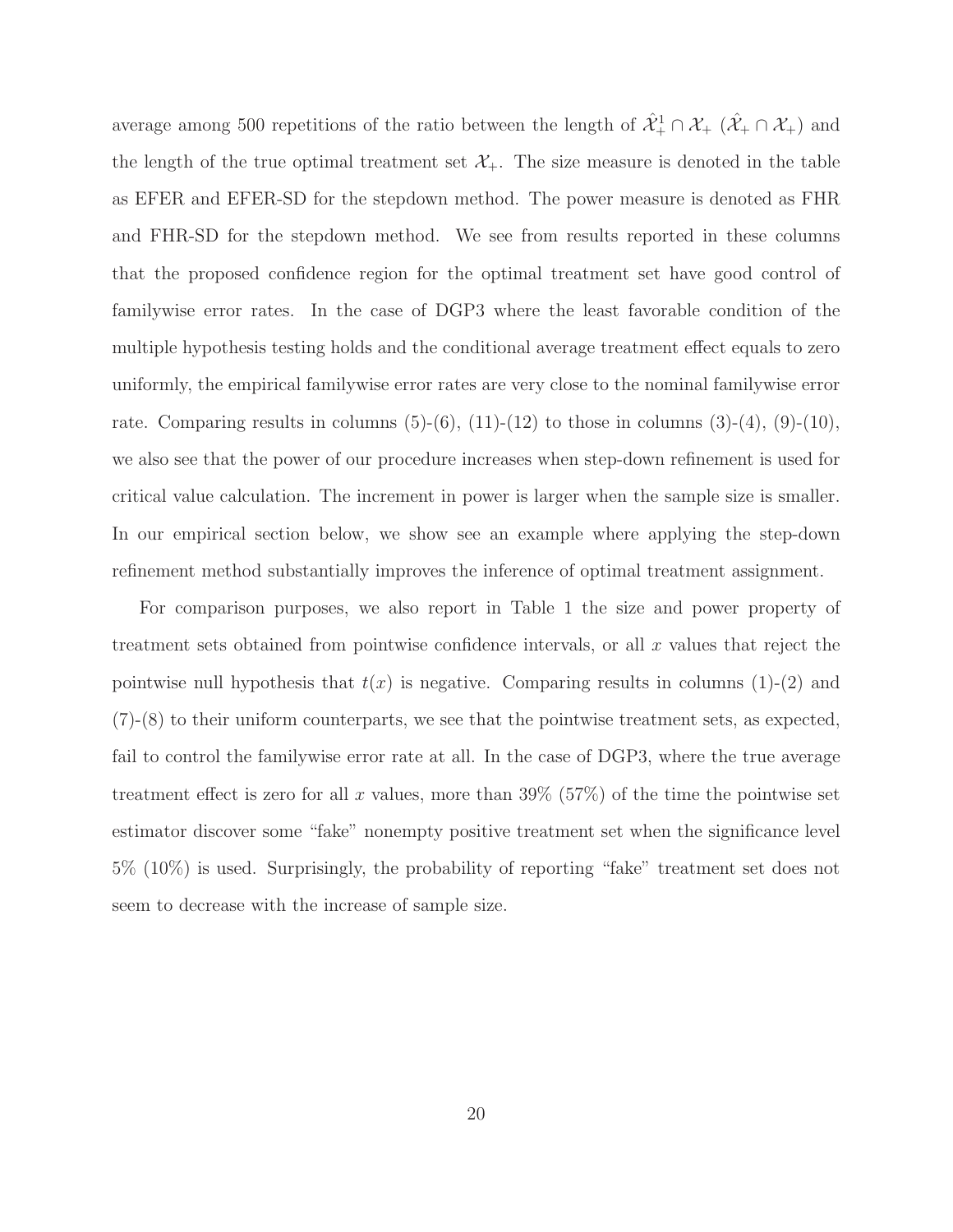average among 500 repetitions of the ratio between the length of $\hat{\mathcal{X}}_+^1 \cap \mathcal{X}_+$ ($\hat{\mathcal{X}}_+ \cap \mathcal{X}_+$) and the length of the true optimal treatment set $\mathcal{X}_+$. The size measure is denoted in the table as EFER and EFER-SD for the stepdown method. The power measure is denoted as FHR and FHR-SD for the stepdown method. We see from results reported in these columns that the proposed confidence region for the optimal treatment set have good control of familywise error rates. In the case of DGP3 where the least favorable condition of the multiple hypothesis testing holds and the conditional average treatment effect equals to zero uniformly, the empirical familywise error rates are very close to the nominal familywise error rate. Comparing results in columns (5)-(6), (11)-(12) to those in columns (3)-(4), (9)-(10), we also see that the power of our procedure increases when step-down refinement is used for critical value calculation. The increment in power is larger when the sample size is smaller. In our empirical section below, we show see an example where applying the step-down refinement method substantially improves the inference of optimal treatment assignment.

For comparison purposes, we also report in Table 1 the size and power property of treatment sets obtained from pointwise confidence intervals, or all $x$ values that reject the pointwise null hypothesis that $t(x)$ is negative. Comparing results in columns (1)-(2) and (7)-(8) to their uniform counterparts, we see that the pointwise treatment sets, as expected, fail to control the familywise error rate at all. In the case of DGP3, where the true average treatment effect is zero for all $x$ values, more than 39% (57%) of the time the pointwise set estimator discover some "fake" nonempty positive treatment set when the significance level 5% (10%) is used. Surprisingly, the probability of reporting "fake" treatment set does not seem to decrease with the increase of sample size.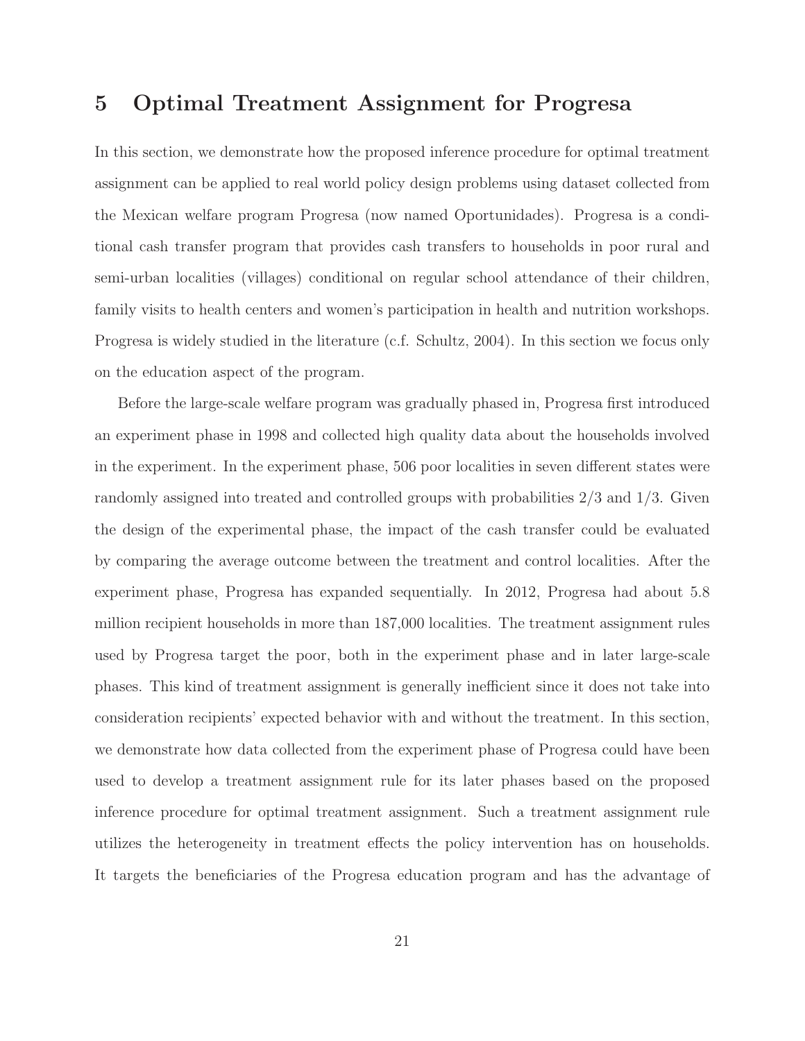## 5 Optimal Treatment Assignment for Progresa

In this section, we demonstrate how the proposed inference procedure for optimal treatment assignment can be applied to real world policy design problems using dataset collected from the Mexican welfare program Progresa (now named Oportunidades). Progresa is a conditional cash transfer program that provides cash transfers to households in poor rural and semi-urban localities (villages) conditional on regular school attendance of their children, family visits to health centers and women's participation in health and nutrition workshops. Progresa is widely studied in the literature (c.f. Schultz, 2004). In this section we focus only on the education aspect of the program.

Before the large-scale welfare program was gradually phased in, Progresa first introduced an experiment phase in 1998 and collected high quality data about the households involved in the experiment. In the experiment phase, 506 poor localities in seven different states were randomly assigned into treated and controlled groups with probabilities 2/3 and 1/3. Given the design of the experimental phase, the impact of the cash transfer could be evaluated by comparing the average outcome between the treatment and control localities. After the experiment phase, Progresa has expanded sequentially. In 2012, Progresa had about 5.8 million recipient households in more than 187,000 localities. The treatment assignment rules used by Progresa target the poor, both in the experiment phase and in later large-scale phases. This kind of treatment assignment is generally inefficient since it does not take into consideration recipients' expected behavior with and without the treatment. In this section, we demonstrate how data collected from the experiment phase of Progresa could have been used to develop a treatment assignment rule for its later phases based on the proposed inference procedure for optimal treatment assignment. Such a treatment assignment rule utilizes the heterogeneity in treatment effects the policy intervention has on households. It targets the beneficiaries of the Progresa education program and has the advantage of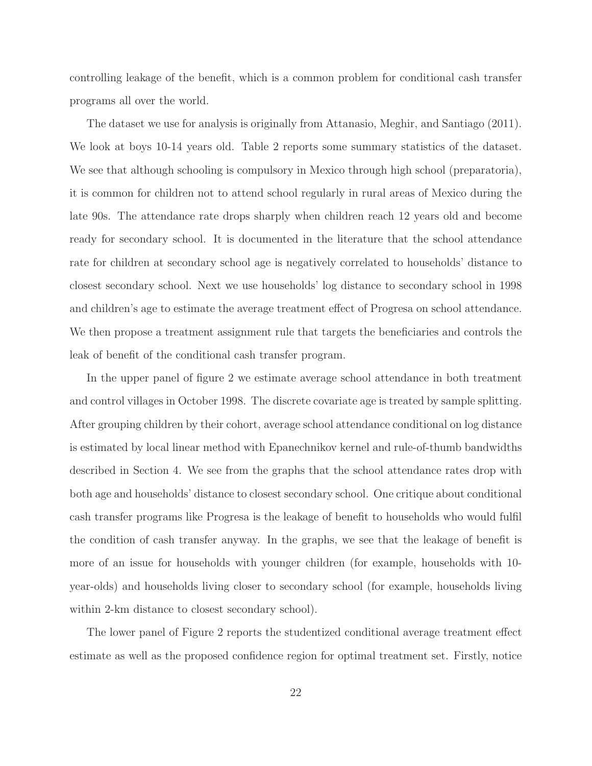controlling leakage of the benefit, which is a common problem for conditional cash transfer programs all over the world.

The dataset we use for analysis is originally from Attanasio, Meghir, and Santiago (2011). We look at boys 10-14 years old. Table 2 reports some summary statistics of the dataset. We see that although schooling is compulsory in Mexico through high school (preparatoria), it is common for children not to attend school regularly in rural areas of Mexico during the late 90s. The attendance rate drops sharply when children reach 12 years old and become ready for secondary school. It is documented in the literature that the school attendance rate for children at secondary school age is negatively correlated to households' distance to closest secondary school. Next we use households' log distance to secondary school in 1998 and children's age to estimate the average treatment effect of Progresa on school attendance. We then propose a treatment assignment rule that targets the beneficiaries and controls the leak of benefit of the conditional cash transfer program.

In the upper panel of figure 2 we estimate average school attendance in both treatment and control villages in October 1998. The discrete covariate age is treated by sample splitting. After grouping children by their cohort, average school attendance conditional on log distance is estimated by local linear method with Epanechnikov kernel and rule-of-thumb bandwidths described in Section 4. We see from the graphs that the school attendance rates drop with both age and households' distance to closest secondary school. One critique about conditional cash transfer programs like Progresa is the leakage of benefit to households who would fulfil the condition of cash transfer anyway. In the graphs, we see that the leakage of benefit is more of an issue for households with younger children (for example, households with 10-year-olds) and households living closer to secondary school (for example, households living within 2-km distance to closest secondary school).

The lower panel of Figure 2 reports the studentized conditional average treatment effect estimate as well as the proposed confidence region for optimal treatment set. Firstly, notice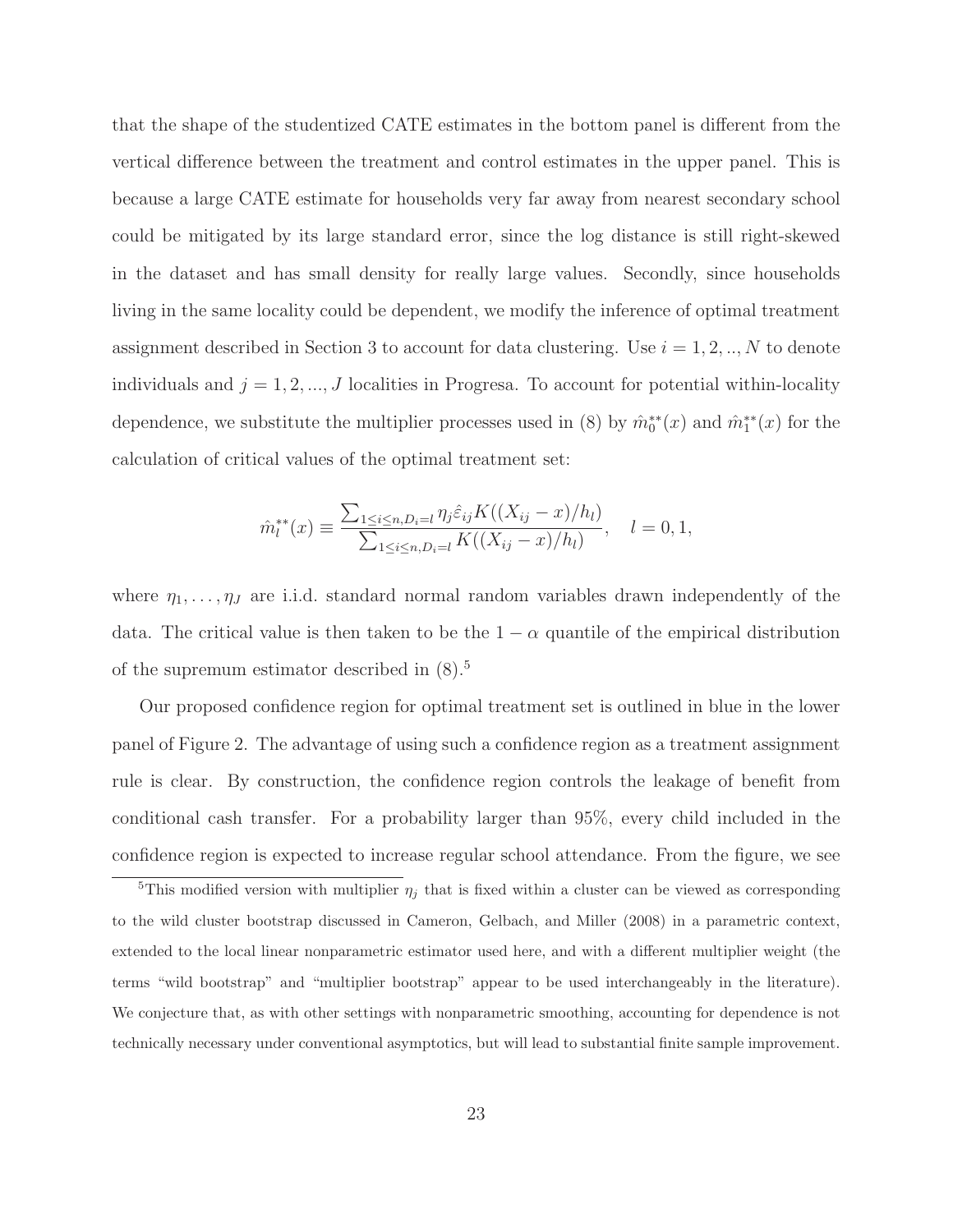that the shape of the studentized CATE estimates in the bottom panel is different from the vertical difference between the treatment and control estimates in the upper panel. This is because a large CATE estimate for households very far away from nearest secondary school could be mitigated by its large standard error, since the log distance is still right-skewed in the dataset and has small density for really large values. Secondly, since households living in the same locality could be dependent, we modify the inference of optimal treatment assignment described in Section 3 to account for data clustering. Use $i = 1, 2, .., N$ to denote individuals and $j = 1, 2, ..., J$ localities in Progresa. To account for potential within-locality dependence, we substitute the multiplier processes used in (8) by $\hat{m}_0^{**}(x)$ and $\hat{m}_1^{**}(x)$ for the calculation of critical values of the optimal treatment set:

$$\hat{m}_l^{**}(x) \equiv \frac{\sum_{1 \leq i \leq n, D_i = l} \eta_j \hat{\varepsilon}_{ij} K((X_{ij} - x)/h_l)}{\sum_{1 \leq i \leq n, D_i = l} K((X_{ij} - x)/h_l)}, \quad l = 0, 1,$$

where $\eta_1, \ldots, \eta_J$ are i.i.d. standard normal random variables drawn independently of the data. The critical value is then taken to be the $1 - \alpha$ quantile of the empirical distribution of the supremum estimator described in (8).[5]

Our proposed confidence region for optimal treatment set is outlined in blue in the lower panel of Figure 2. The advantage of using such a confidence region as a treatment assignment rule is clear. By construction, the confidence region controls the leakage of benefit from conditional cash transfer. For a probability larger than 95%, every child included in the confidence region is expected to increase regular school attendance. From the figure, we see

[5]This modified version with multiplier $\eta_j$ that is fixed within a cluster can be viewed as corresponding to the wild cluster bootstrap discussed in Cameron, Gelbach, and Miller (2008) in a parametric context, extended to the local linear nonparametric estimator used here, and with a different multiplier weight (the terms "wild bootstrap" and "multiplier bootstrap" appear to be used interchangeably in the literature). We conjecture that, as with other settings with nonparametric smoothing, accounting for dependence is not technically necessary under conventional asymptotics, but will lead to substantial finite sample improvement.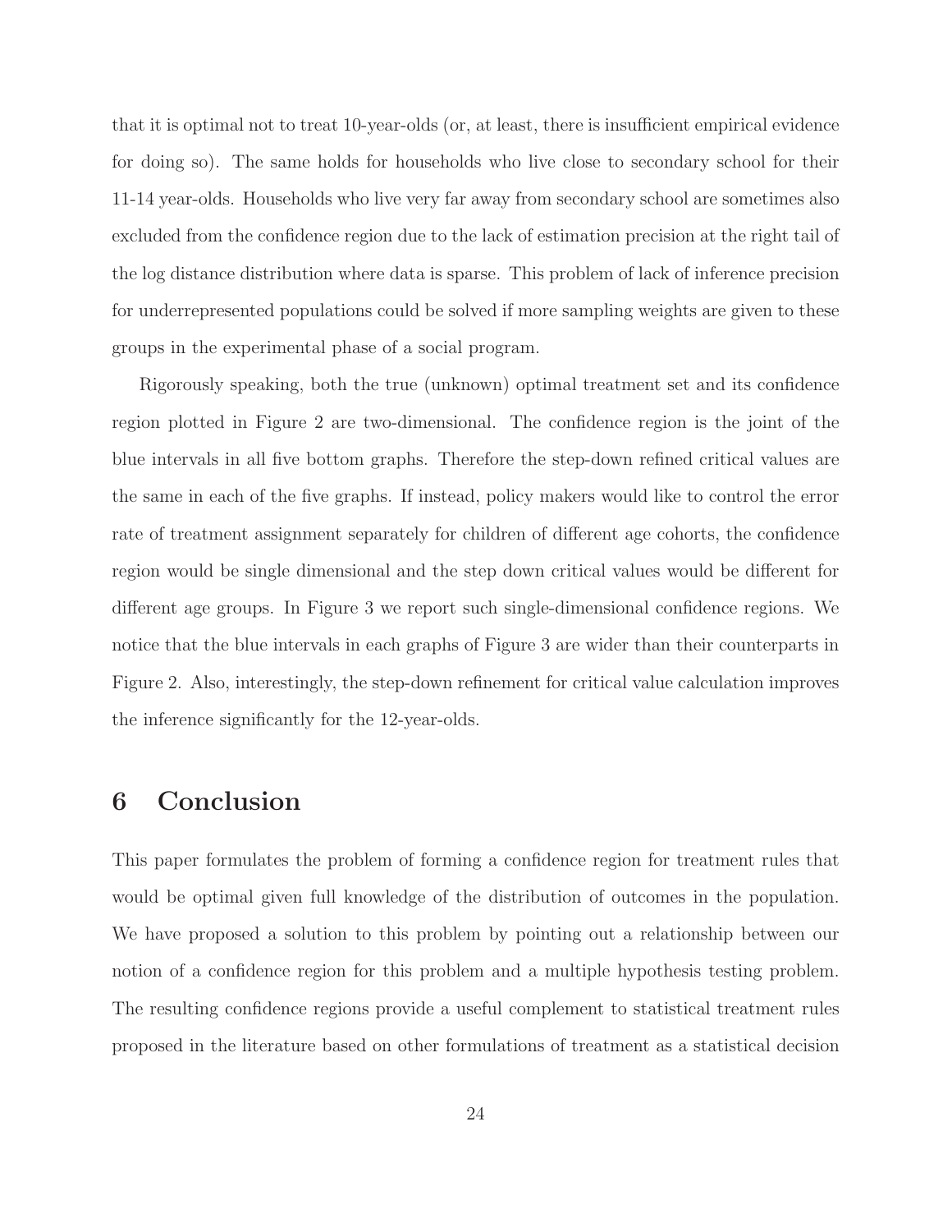that it is optimal not to treat 10-year-olds (or, at least, there is insufficient empirical evidence for doing so). The same holds for households who live close to secondary school for their 11-14 year-olds. Households who live very far away from secondary school are sometimes also excluded from the confidence region due to the lack of estimation precision at the right tail of the log distance distribution where data is sparse. This problem of lack of inference precision for underrepresented populations could be solved if more sampling weights are given to these groups in the experimental phase of a social program.

Rigorously speaking, both the true (unknown) optimal treatment set and its confidence region plotted in Figure 2 are two-dimensional. The confidence region is the joint of the blue intervals in all five bottom graphs. Therefore the step-down refined critical values are the same in each of the five graphs. If instead, policy makers would like to control the error rate of treatment assignment separately for children of different age cohorts, the confidence region would be single dimensional and the step down critical values would be different for different age groups. In Figure 3 we report such single-dimensional confidence regions. We notice that the blue intervals in each graphs of Figure 3 are wider than their counterparts in Figure 2. Also, interestingly, the step-down refinement for critical value calculation improves the inference significantly for the 12-year-olds.

## 6 Conclusion

This paper formulates the problem of forming a confidence region for treatment rules that would be optimal given full knowledge of the distribution of outcomes in the population. We have proposed a solution to this problem by pointing out a relationship between our notion of a confidence region for this problem and a multiple hypothesis testing problem. The resulting confidence regions provide a useful complement to statistical treatment rules proposed in the literature based on other formulations of treatment as a statistical decision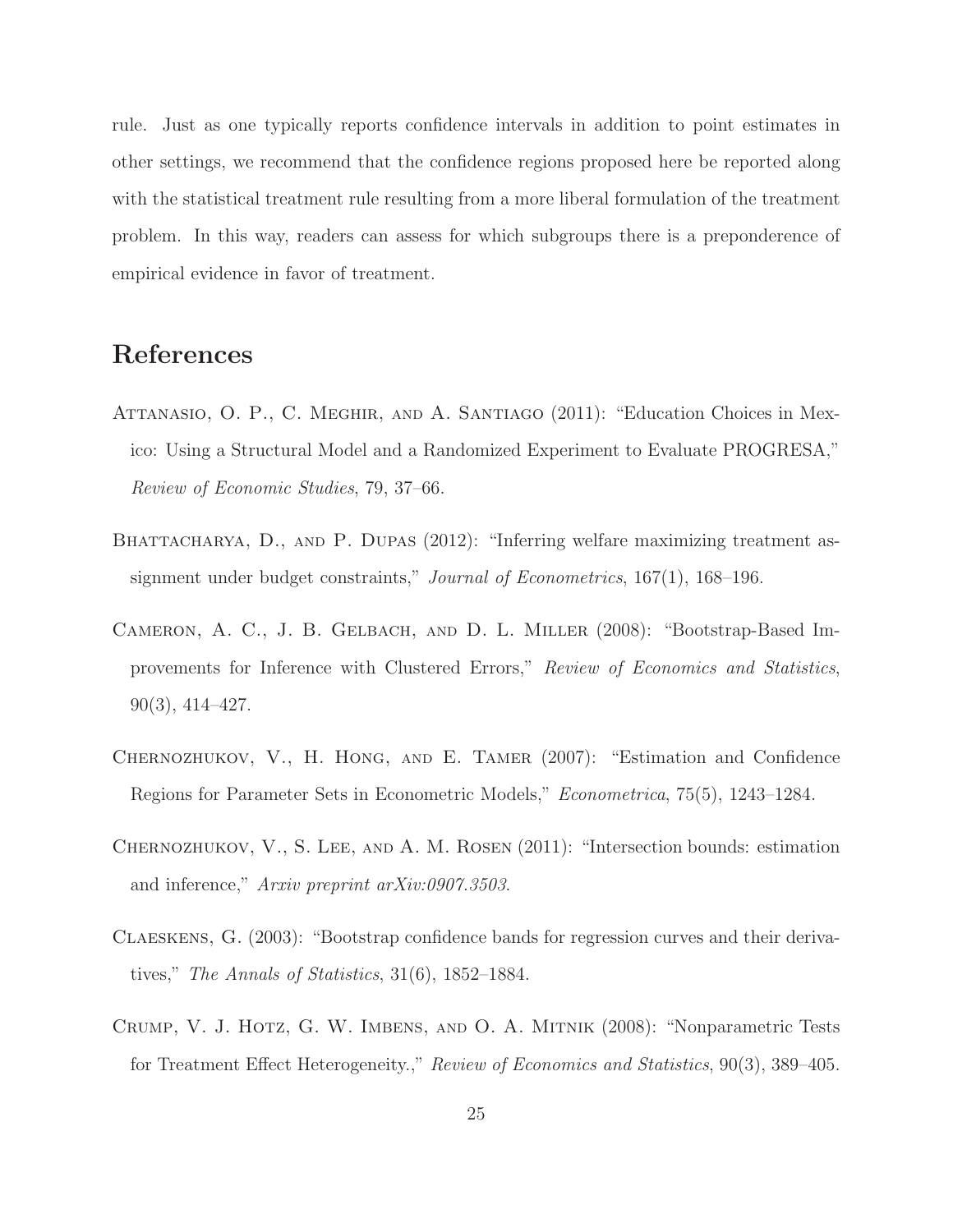rule. Just as one typically reports confidence intervals in addition to point estimates in other settings, we recommend that the confidence regions proposed here be reported along with the statistical treatment rule resulting from a more liberal formulation of the treatment problem. In this way, readers can assess for which subgroups there is a preponderence of empirical evidence in favor of treatment.

## References

Attanasio, O. P., C. Meghir, and A. Santiago (2011): "Education Choices in Mexico: Using a Structural Model and a Randomized Experiment to Evaluate PROGRESA," *Review of Economic Studies*, 79, 37–66.

Bhattacharya, D., and P. Dupas (2012): "Inferring welfare maximizing treatment assignment under budget constraints," *Journal of Econometrics*, 167(1), 168–196.

Cameron, A. C., J. B. Gelbach, and D. L. Miller (2008): "Bootstrap-Based Improvements for Inference with Clustered Errors," *Review of Economics and Statistics*, 90(3), 414–427.

Chernozhukov, V., H. Hong, and E. Tamer (2007): "Estimation and Confidence Regions for Parameter Sets in Econometric Models," *Econometrica*, 75(5), 1243–1284.

Chernozhukov, V., S. Lee, and A. M. Rosen (2011): "Intersection bounds: estimation and inference," *Arxiv preprint arXiv:0907.3503*.

Claeskens, G. (2003): "Bootstrap confidence bands for regression curves and their derivatives," *The Annals of Statistics*, 31(6), 1852–1884.

Crump, V. J. Hotz, G. W. Imbens, and O. A. Mitnik (2008): "Nonparametric Tests for Treatment Effect Heterogeneity.," *Review of Economics and Statistics*, 90(3), 389–405.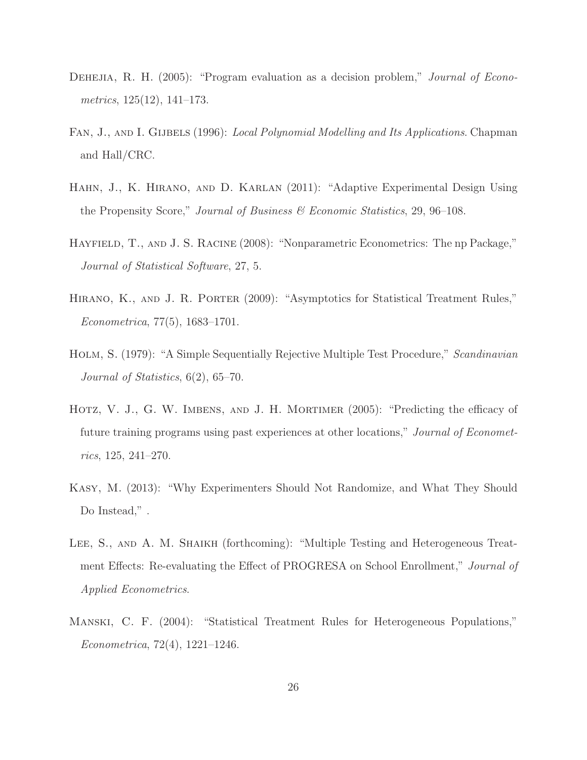Dehejia, R. H. (2005): "Program evaluation as a decision problem," *Journal of Econometrics*, 125(12), 141–173.

Fan, J., and I. Gijbels (1996): *Local Polynomial Modelling and Its Applications*. Chapman and Hall/CRC.

Hahn, J., K. Hirano, and D. Karlan (2011): "Adaptive Experimental Design Using the Propensity Score," *Journal of Business & Economic Statistics*, 29, 96–108.

Hayfield, T., and J. S. Racine (2008): "Nonparametric Econometrics: The np Package," *Journal of Statistical Software*, 27, 5.

Hirano, K., and J. R. Porter (2009): "Asymptotics for Statistical Treatment Rules," *Econometrica*, 77(5), 1683–1701.

Holm, S. (1979): "A Simple Sequentially Rejective Multiple Test Procedure," *Scandinavian Journal of Statistics*, 6(2), 65–70.

Hotz, V. J., G. W. Imbens, and J. H. Mortimer (2005): "Predicting the efficacy of future training programs using past experiences at other locations," *Journal of Econometrics*, 125, 241–270.

Kasy, M. (2013): "Why Experimenters Should Not Randomize, and What They Should Do Instead," .

Lee, S., and A. M. Shaikh (forthcoming): "Multiple Testing and Heterogeneous Treatment Effects: Re-evaluating the Effect of PROGRESA on School Enrollment," *Journal of Applied Econometrics*.

Manski, C. F. (2004): "Statistical Treatment Rules for Heterogeneous Populations," *Econometrica*, 72(4), 1221–1246.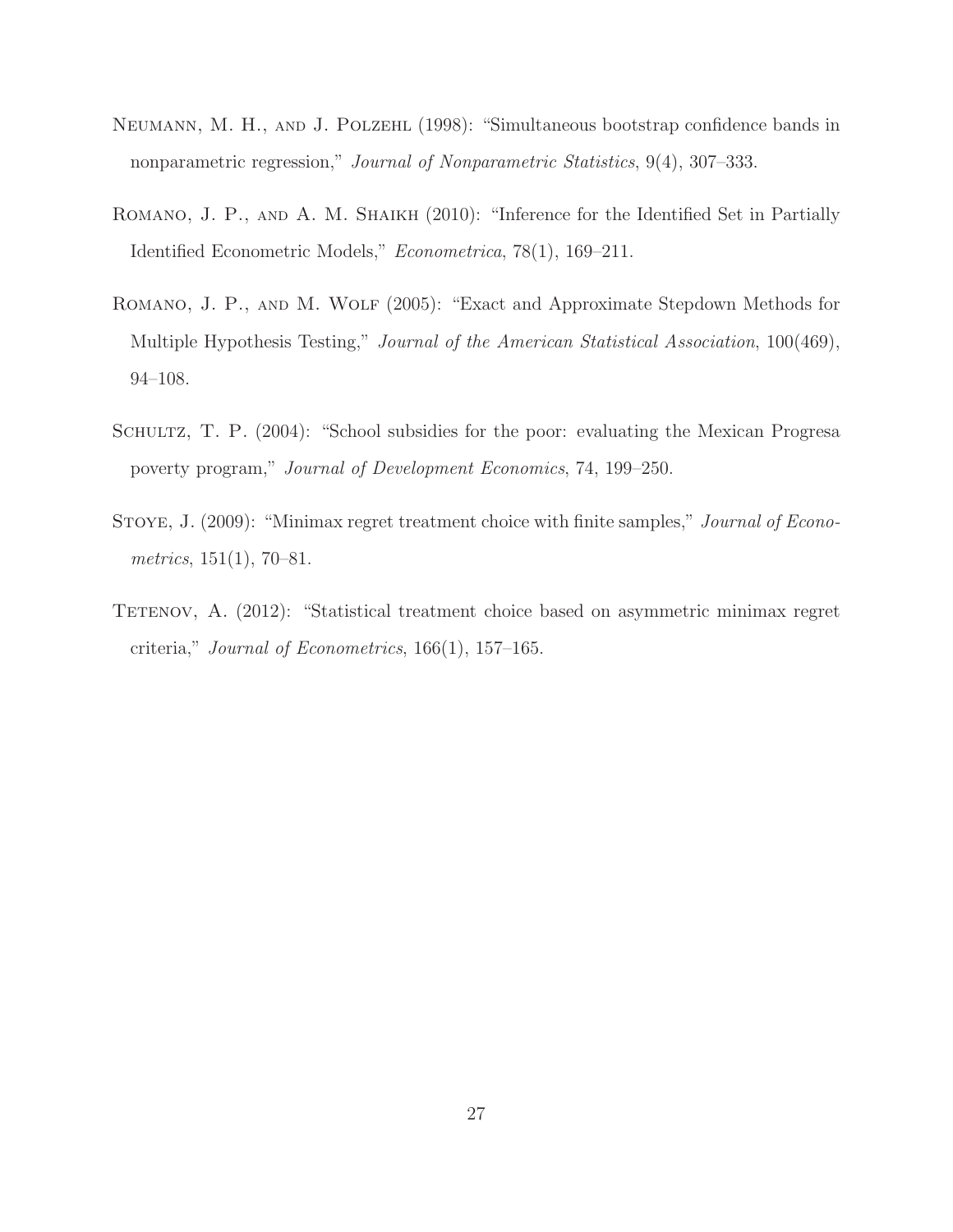Neumann, M. H., and J. Polzehl (1998): "Simultaneous bootstrap confidence bands in nonparametric regression," *Journal of Nonparametric Statistics*, 9(4), 307–333.

Romano, J. P., and A. M. Shaikh (2010): "Inference for the Identified Set in Partially Identified Econometric Models," *Econometrica*, 78(1), 169–211.

Romano, J. P., and M. Wolf (2005): "Exact and Approximate Stepdown Methods for Multiple Hypothesis Testing," *Journal of the American Statistical Association*, 100(469), 94–108.

Schultz, T. P. (2004): "School subsidies for the poor: evaluating the Mexican Progresa poverty program," *Journal of Development Economics*, 74, 199–250.

Stoye, J. (2009): "Minimax regret treatment choice with finite samples," *Journal of Econometrics*, 151(1), 70–81.

Tetenov, A. (2012): "Statistical treatment choice based on asymmetric minimax regret criteria," *Journal of Econometrics*, 166(1), 157–165.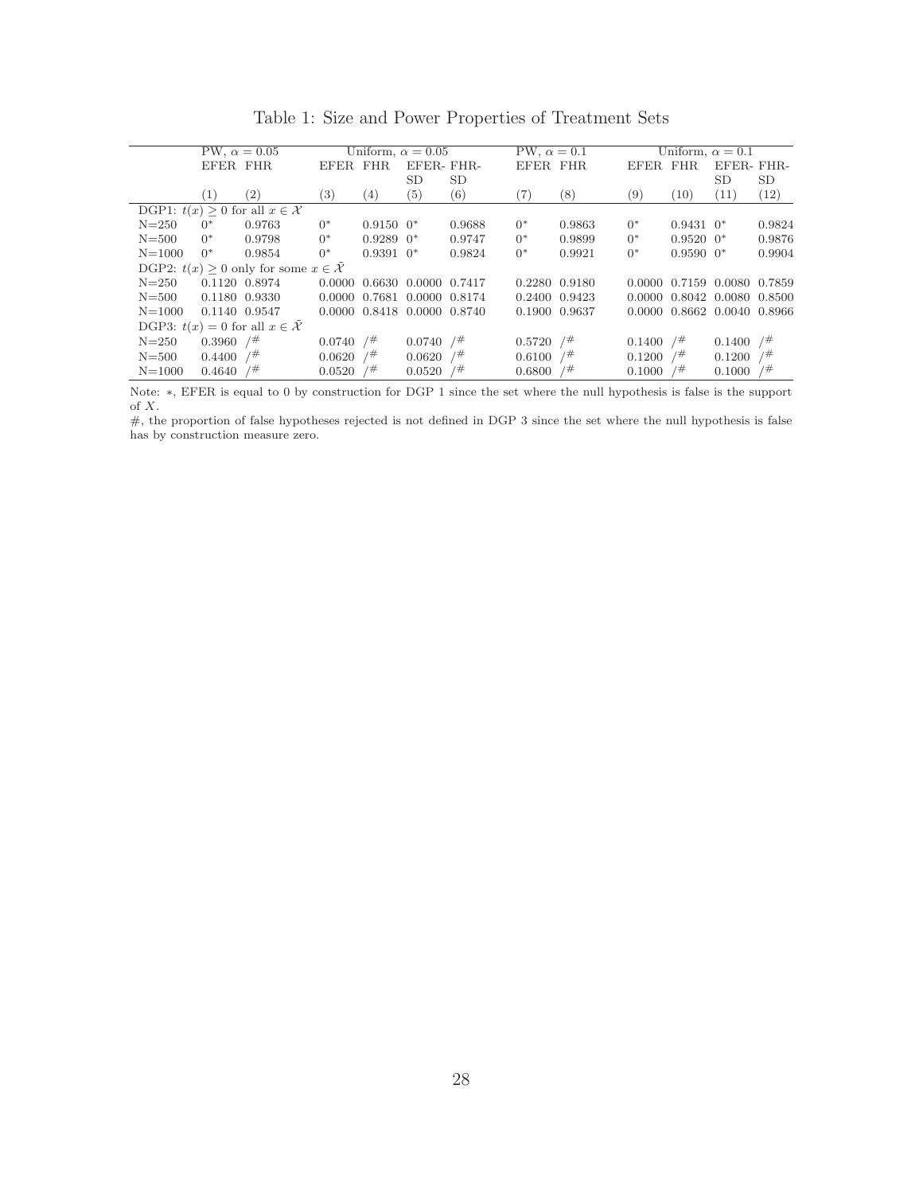Table 1: Size and Power Properties of Treatment Sets

| | PW, $\alpha = 0.05$ | | Uniform, $\alpha = 0.05$ | | | | PW, $\alpha = 0.1$ | | Uniform, $\alpha = 0.1$ | | | |
|---|---|---|---|---|---|---|---|---|---|---|---|---|
| | EFER | FHR | EFER | FHR | EFER-SD | FHR-SD | EFER | FHR | EFER | FHR | EFER-SD | FHR-SD |
| | (1) | (2) | (3) | (4) | (5) | (6) | (7) | (8) | (9) | (10) | (11) | (12) |
| DGP1: $t(x) \geq 0$ for all $x \in \mathcal{X}$ | | | | | | | | | | | | |
| N=250 | 0* | 0.9763 | 0* | 0.9150 | 0* | 0.9688 | 0* | 0.9863 | 0* | 0.9431 | 0* | 0.9824 |
| N=500 | 0* | 0.9798 | 0* | 0.9289 | 0* | 0.9747 | 0* | 0.9899 | 0* | 0.9520 | 0* | 0.9876 |
| N=1000 | 0* | 0.9854 | 0* | 0.9391 | 0* | 0.9824 | 0* | 0.9921 | 0* | 0.9590 | 0* | 0.9904 |
| DGP2: $t(x) \geq 0$ only for some $x \in \tilde{\mathcal{X}}$ | | | | | | | | | | | | |
| N=250 | 0.1120 | 0.8974 | 0.0000 | 0.6630 | 0.0000 | 0.7417 | 0.2280 | 0.9180 | 0.0000 | 0.7159 | 0.0080 | 0.7859 |
| N=500 | 0.1180 | 0.9330 | 0.0000 | 0.7681 | 0.0000 | 0.8174 | 0.2400 | 0.9423 | 0.0000 | 0.8042 | 0.0080 | 0.8500 |
| N=1000 | 0.1140 | 0.9547 | 0.0000 | 0.8418 | 0.0000 | 0.8740 | 0.1900 | 0.9637 | 0.0000 | 0.8662 | 0.0040 | 0.8966 |
| DGP3: $t(x) = 0$ for all $x \in \tilde{\mathcal{X}}$ | | | | | | | | | | | | |
| N=250 | 0.3960 | /# | 0.0740 | /# | 0.0740 | /# | 0.5720 | /# | 0.1400 | /# | 0.1400 | /# |
| N=500 | 0.4400 | /# | 0.0620 | /# | 0.0620 | /# | 0.6100 | /# | 0.1200 | /# | 0.1200 | /# |
| N=1000 | 0.4640 | /# | 0.0520 | /# | 0.0520 | /# | 0.6800 | /# | 0.1000 | /# | 0.1000 | /# |

Note: ∗, EFER is equal to 0 by construction for DGP 1 since the set where the null hypothesis is false is the support of $X$.
#, the proportion of false hypotheses rejected is not defined in DGP 3 since the set where the null hypothesis is false has by construction measure zero.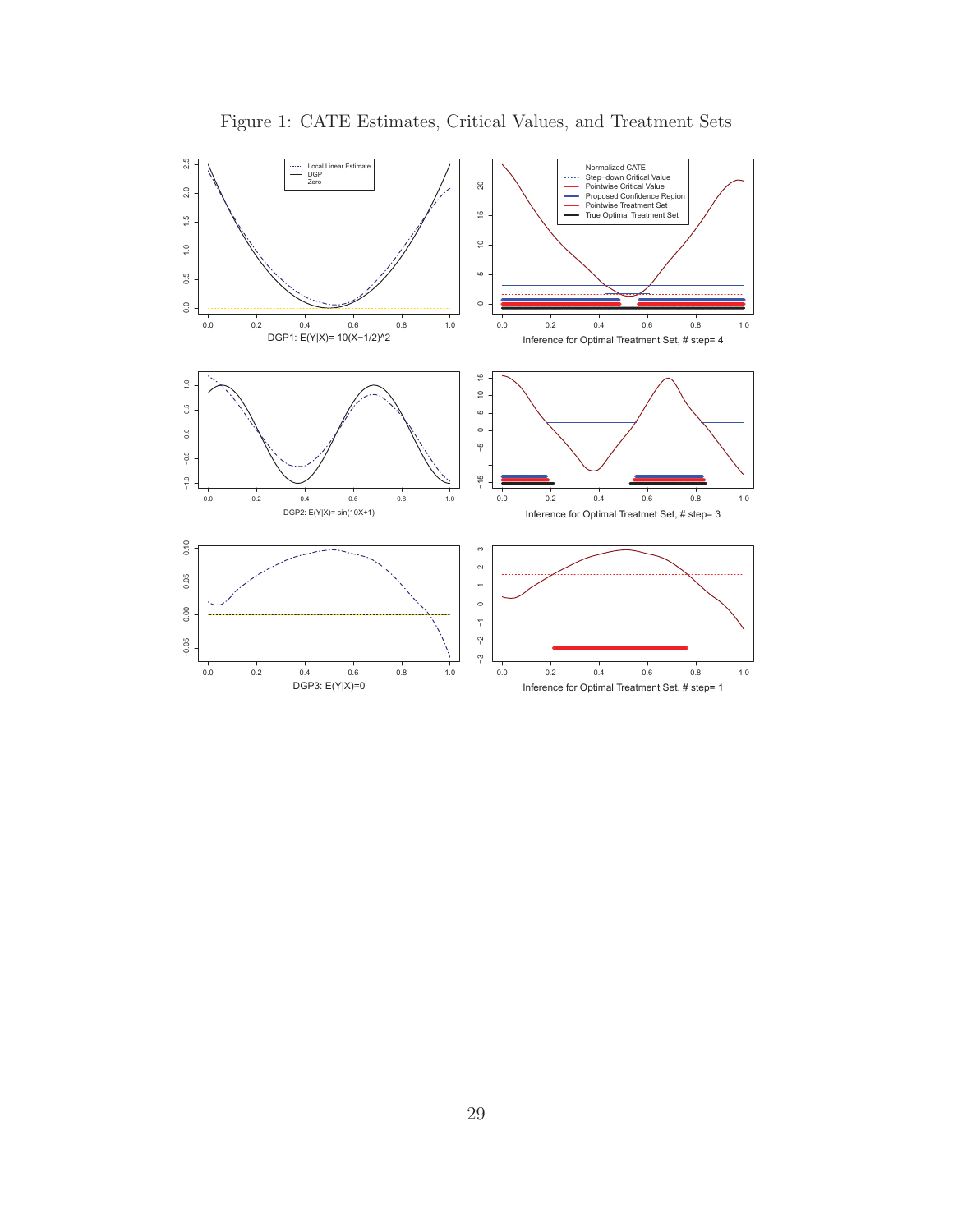Figure 1: CATE Estimates, Critical Values, and Treatment Sets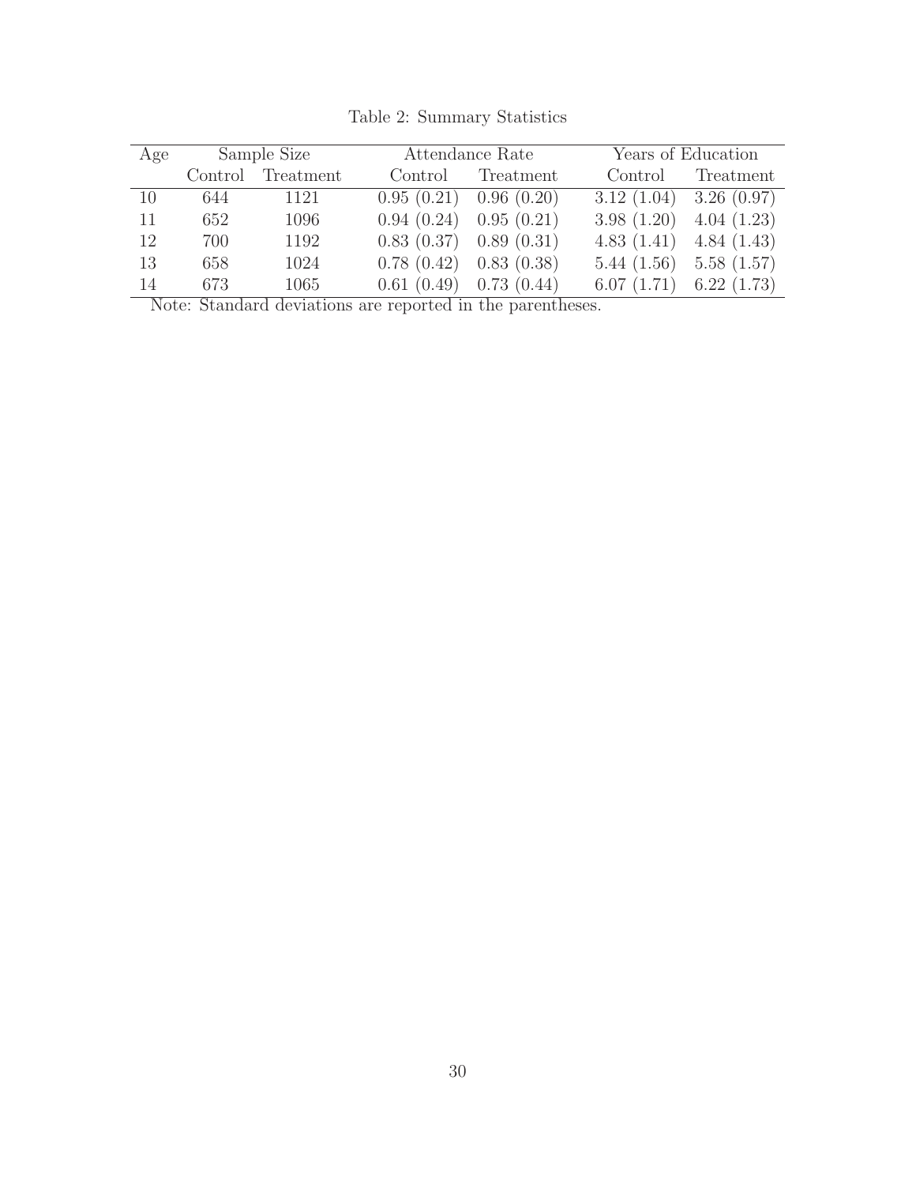Table 2: Summary Statistics

| Age | Sample Size | | Attendance Rate | | Years of Education | |
|---|---|---|---|---|---|---|
| | Control | Treatment | Control | Treatment | Control | Treatment |
| 10 | 644 | 1121 | 0.95 (0.21) | 0.96 (0.20) | 3.12 (1.04) | 3.26 (0.97) |
| 11 | 652 | 1096 | 0.94 (0.24) | 0.95 (0.21) | 3.98 (1.20) | 4.04 (1.23) |
| 12 | 700 | 1192 | 0.83 (0.37) | 0.89 (0.31) | 4.83 (1.41) | 4.84 (1.43) |
| 13 | 658 | 1024 | 0.78 (0.42) | 0.83 (0.38) | 5.44 (1.56) | 5.58 (1.57) |
| 14 | 673 | 1065 | 0.61 (0.49) | 0.73 (0.44) | 6.07 (1.71) | 6.22 (1.73) |

Note: Standard deviations are reported in the parentheses.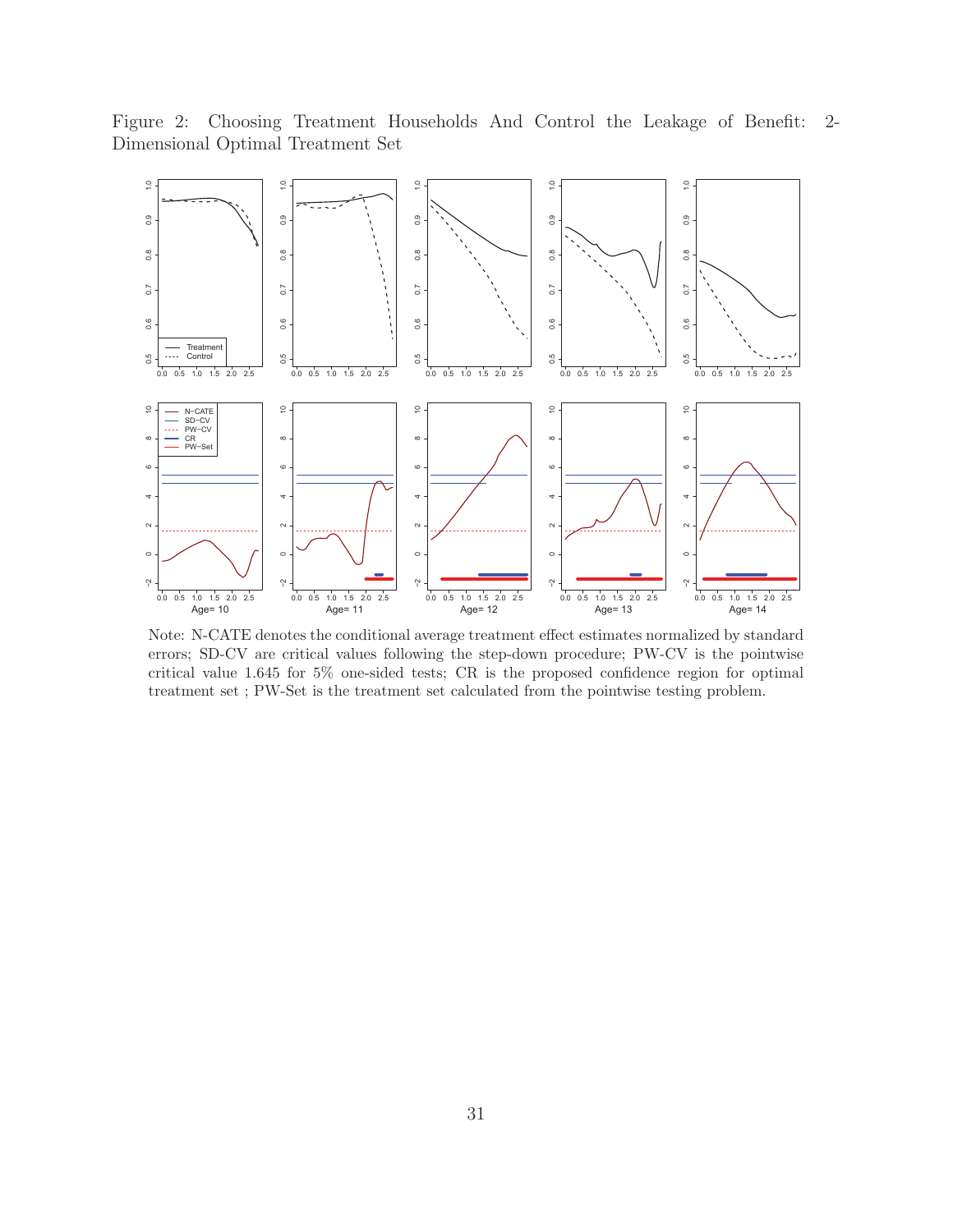Figure 2: Choosing Treatment Households And Control the Leakage of Benefit: 2-Dimensional Optimal Treatment Set

Note: N-CATE denotes the conditional average treatment effect estimates normalized by standard errors; SD-CV are critical values following the step-down procedure; PW-CV is the pointwise critical value 1.645 for 5% one-sided tests; CR is the proposed confidence region for optimal treatment set ; PW-Set is the treatment set calculated from the pointwise testing problem.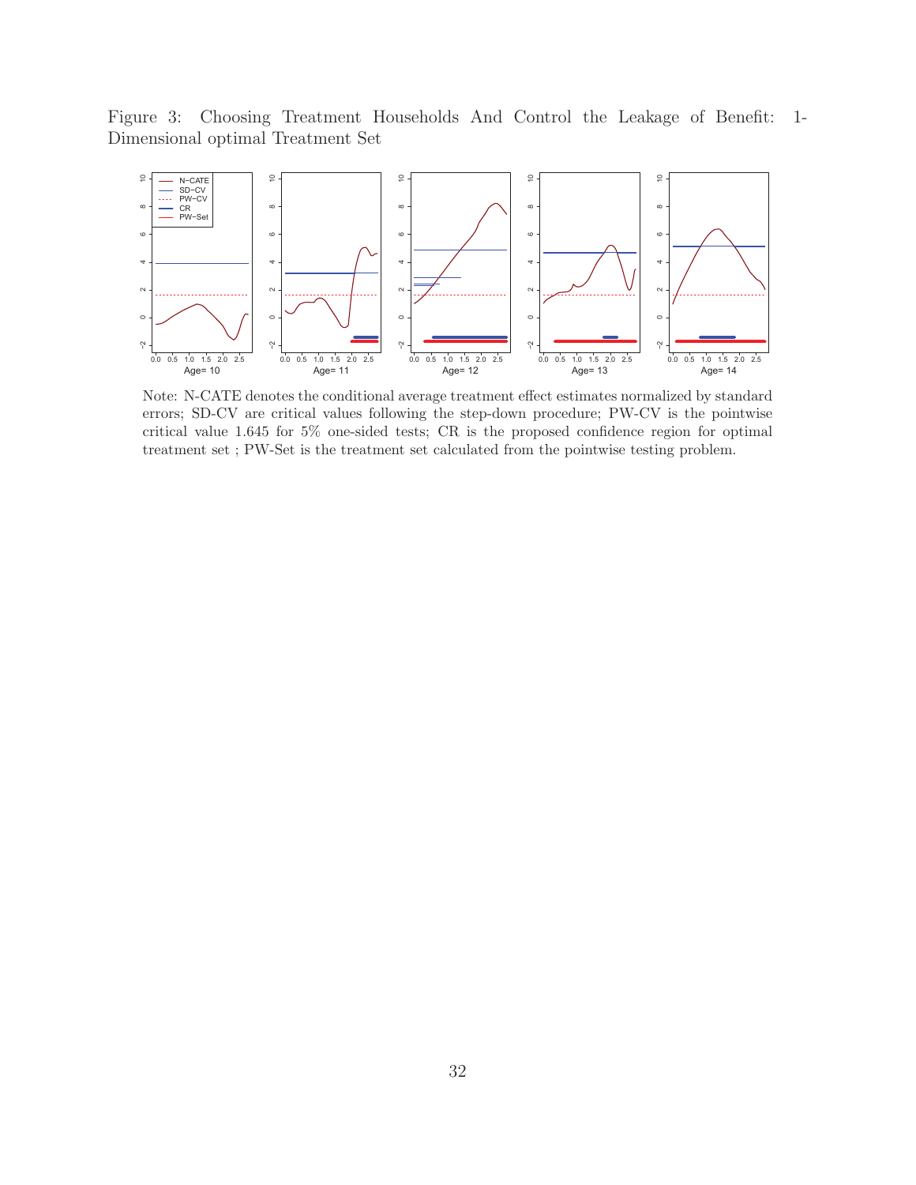Figure 3: Choosing Treatment Households And Control the Leakage of Benefit: 1-Dimensional optimal Treatment Set

N−CATE
SD−CV
PW−CV
CR
PW−Set

Age= 10
Age= 11
Age= 12
Age= 13
Age= 14

Note: N-CATE denotes the conditional average treatment effect estimates normalized by standard errors; SD-CV are critical values following the step-down procedure; PW-CV is the pointwise critical value 1.645 for 5% one-sided tests; CR is the proposed confidence region for optimal treatment set ; PW-Set is the treatment set calculated from the pointwise testing problem.